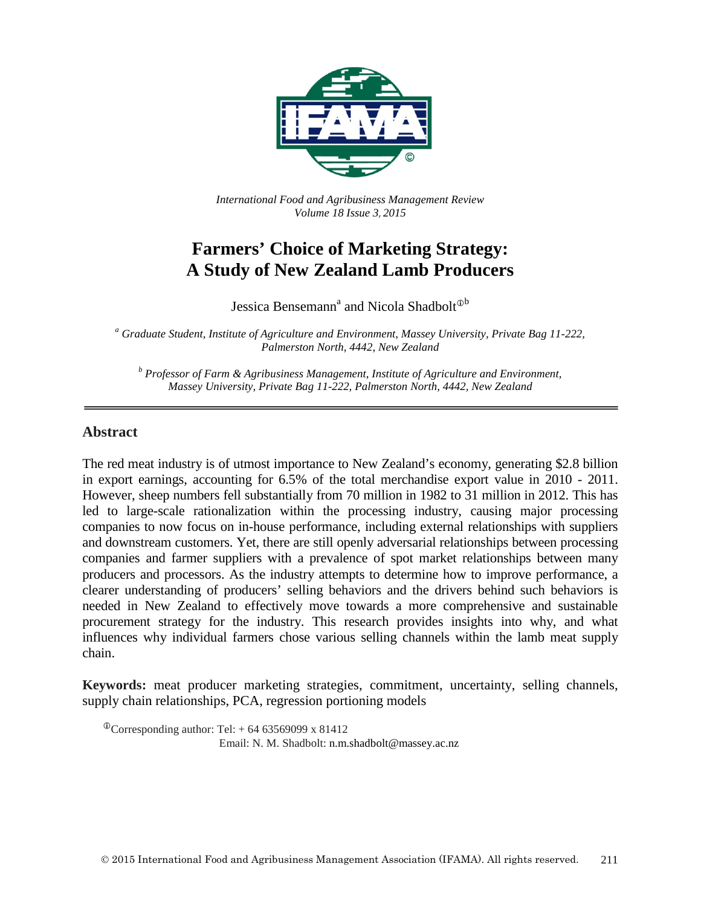*International Food and Agribusiness Management Review*
*Volume 18 Issue 3, 2015*

# Farmers' Choice of Marketing Strategy: A Study of New Zealand Lamb Producers

Jessica Bensemann[a] and Nicola Shadbolt[ⓣb]

[a] *Graduate Student, Institute of Agriculture and Environment, Massey University, Private Bag 11-222, Palmerston North, 4442, New Zealand*

[b] *Professor of Farm & Agribusiness Management, Institute of Agriculture and Environment, Massey University, Private Bag 11-222, Palmerston North, 4442, New Zealand*

---

## Abstract

The red meat industry is of utmost importance to New Zealand's economy, generating $2.8 billion in export earnings, accounting for 6.5% of the total merchandise export value in 2010 - 2011. However, sheep numbers fell substantially from 70 million in 1982 to 31 million in 2012. This has led to large-scale rationalization within the processing industry, causing major processing companies to now focus on in-house performance, including external relationships with suppliers and downstream customers. Yet, there are still openly adversarial relationships between processing companies and farmer suppliers with a prevalence of spot market relationships between many producers and processors. As the industry attempts to determine how to improve performance, a clearer understanding of producers' selling behaviors and the drivers behind such behaviors is needed in New Zealand to effectively move towards a more comprehensive and sustainable procurement strategy for the industry. This research provides insights into why, and what influences why individual farmers chose various selling channels within the lamb meat supply chain.

**Keywords:** meat producer marketing strategies, commitment, uncertainty, selling channels, supply chain relationships, PCA, regression portioning models

[ⓣ]Corresponding author: Tel: + 64 63569099 x 81412
Email: N. M. Shadbolt: n.m.shadbolt@massey.ac.nz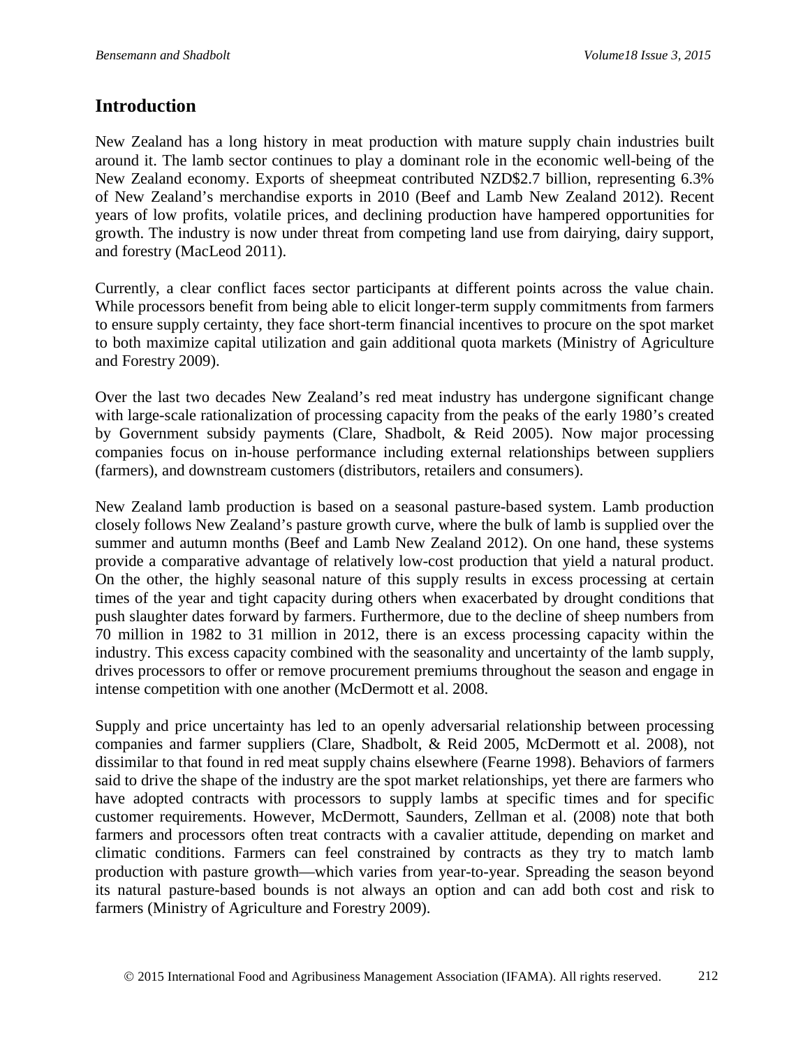## Introduction

New Zealand has a long history in meat production with mature supply chain industries built around it. The lamb sector continues to play a dominant role in the economic well-being of the New Zealand economy. Exports of sheepmeat contributed NZD$2.7 billion, representing 6.3% of New Zealand's merchandise exports in 2010 (Beef and Lamb New Zealand 2012). Recent years of low profits, volatile prices, and declining production have hampered opportunities for growth. The industry is now under threat from competing land use from dairying, dairy support, and forestry (MacLeod 2011).

Currently, a clear conflict faces sector participants at different points across the value chain. While processors benefit from being able to elicit longer-term supply commitments from farmers to ensure supply certainty, they face short-term financial incentives to procure on the spot market to both maximize capital utilization and gain additional quota markets (Ministry of Agriculture and Forestry 2009).

Over the last two decades New Zealand's red meat industry has undergone significant change with large-scale rationalization of processing capacity from the peaks of the early 1980's created by Government subsidy payments (Clare, Shadbolt, & Reid 2005). Now major processing companies focus on in-house performance including external relationships between suppliers (farmers), and downstream customers (distributors, retailers and consumers).

New Zealand lamb production is based on a seasonal pasture-based system. Lamb production closely follows New Zealand's pasture growth curve, where the bulk of lamb is supplied over the summer and autumn months (Beef and Lamb New Zealand 2012). On one hand, these systems provide a comparative advantage of relatively low-cost production that yield a natural product. On the other, the highly seasonal nature of this supply results in excess processing at certain times of the year and tight capacity during others when exacerbated by drought conditions that push slaughter dates forward by farmers. Furthermore, due to the decline of sheep numbers from 70 million in 1982 to 31 million in 2012, there is an excess processing capacity within the industry. This excess capacity combined with the seasonality and uncertainty of the lamb supply, drives processors to offer or remove procurement premiums throughout the season and engage in intense competition with one another (McDermott et al. 2008.

Supply and price uncertainty has led to an openly adversarial relationship between processing companies and farmer suppliers (Clare, Shadbolt, & Reid 2005, McDermott et al. 2008), not dissimilar to that found in red meat supply chains elsewhere (Fearne 1998). Behaviors of farmers said to drive the shape of the industry are the spot market relationships, yet there are farmers who have adopted contracts with processors to supply lambs at specific times and for specific customer requirements. However, McDermott, Saunders, Zellman et al. (2008) note that both farmers and processors often treat contracts with a cavalier attitude, depending on market and climatic conditions. Farmers can feel constrained by contracts as they try to match lamb production with pasture growth—which varies from year-to-year. Spreading the season beyond its natural pasture-based bounds is not always an option and can add both cost and risk to farmers (Ministry of Agriculture and Forestry 2009).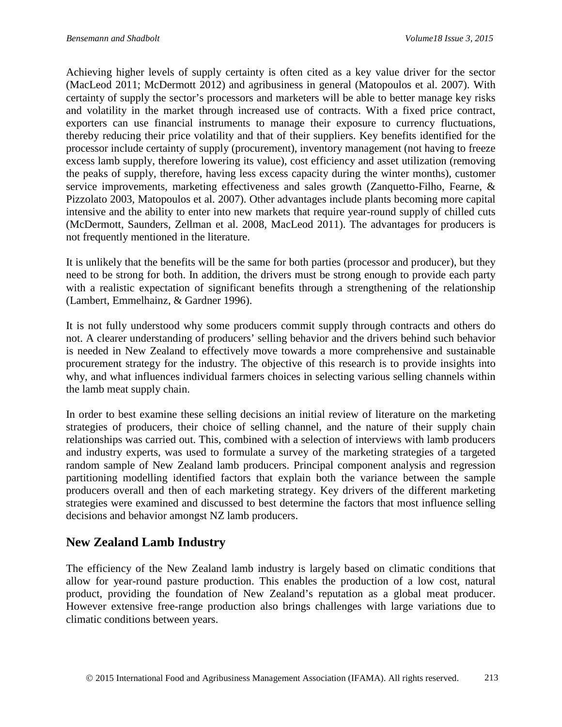Achieving higher levels of supply certainty is often cited as a key value driver for the sector (MacLeod 2011; McDermott 2012) and agribusiness in general (Matopoulos et al. 2007). With certainty of supply the sector's processors and marketers will be able to better manage key risks and volatility in the market through increased use of contracts. With a fixed price contract, exporters can use financial instruments to manage their exposure to currency fluctuations, thereby reducing their price volatility and that of their suppliers. Key benefits identified for the processor include certainty of supply (procurement), inventory management (not having to freeze excess lamb supply, therefore lowering its value), cost efficiency and asset utilization (removing the peaks of supply, therefore, having less excess capacity during the winter months), customer service improvements, marketing effectiveness and sales growth (Zanquetto-Filho, Fearne, & Pizzolato 2003, Matopoulos et al. 2007). Other advantages include plants becoming more capital intensive and the ability to enter into new markets that require year-round supply of chilled cuts (McDermott, Saunders, Zellman et al. 2008, MacLeod 2011). The advantages for producers is not frequently mentioned in the literature.

It is unlikely that the benefits will be the same for both parties (processor and producer), but they need to be strong for both. In addition, the drivers must be strong enough to provide each party with a realistic expectation of significant benefits through a strengthening of the relationship (Lambert, Emmelhainz, & Gardner 1996).

It is not fully understood why some producers commit supply through contracts and others do not. A clearer understanding of producers' selling behavior and the drivers behind such behavior is needed in New Zealand to effectively move towards a more comprehensive and sustainable procurement strategy for the industry. The objective of this research is to provide insights into why, and what influences individual farmers choices in selecting various selling channels within the lamb meat supply chain.

In order to best examine these selling decisions an initial review of literature on the marketing strategies of producers, their choice of selling channel, and the nature of their supply chain relationships was carried out. This, combined with a selection of interviews with lamb producers and industry experts, was used to formulate a survey of the marketing strategies of a targeted random sample of New Zealand lamb producers. Principal component analysis and regression partitioning modelling identified factors that explain both the variance between the sample producers overall and then of each marketing strategy. Key drivers of the different marketing strategies were examined and discussed to best determine the factors that most influence selling decisions and behavior amongst NZ lamb producers.

## New Zealand Lamb Industry

The efficiency of the New Zealand lamb industry is largely based on climatic conditions that allow for year-round pasture production. This enables the production of a low cost, natural product, providing the foundation of New Zealand's reputation as a global meat producer. However extensive free-range production also brings challenges with large variations due to climatic conditions between years.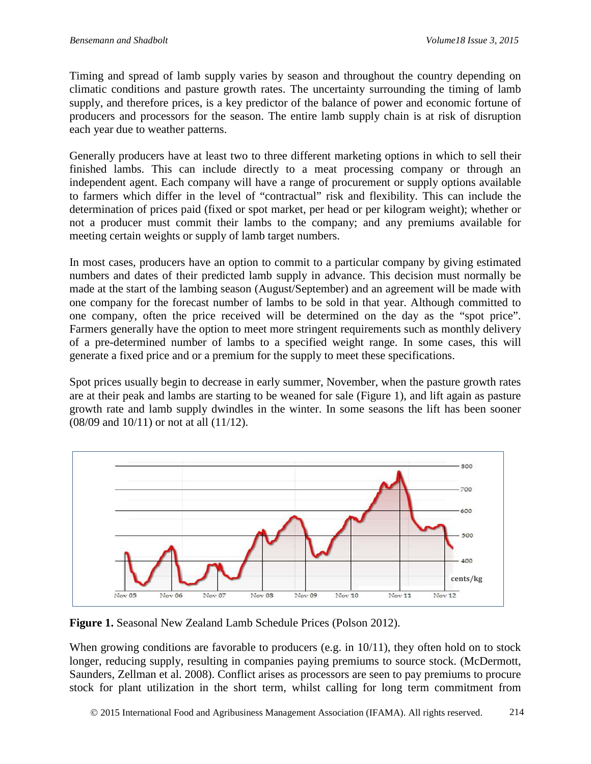Timing and spread of lamb supply varies by season and throughout the country depending on climatic conditions and pasture growth rates. The uncertainty surrounding the timing of lamb supply, and therefore prices, is a key predictor of the balance of power and economic fortune of producers and processors for the season. The entire lamb supply chain is at risk of disruption each year due to weather patterns.

Generally producers have at least two to three different marketing options in which to sell their finished lambs. This can include directly to a meat processing company or through an independent agent. Each company will have a range of procurement or supply options available to farmers which differ in the level of "contractual" risk and flexibility. This can include the determination of prices paid (fixed or spot market, per head or per kilogram weight); whether or not a producer must commit their lambs to the company; and any premiums available for meeting certain weights or supply of lamb target numbers.

In most cases, producers have an option to commit to a particular company by giving estimated numbers and dates of their predicted lamb supply in advance. This decision must normally be made at the start of the lambing season (August/September) and an agreement will be made with one company for the forecast number of lambs to be sold in that year. Although committed to one company, often the price received will be determined on the day as the "spot price". Farmers generally have the option to meet more stringent requirements such as monthly delivery of a pre-determined number of lambs to a specified weight range. In some cases, this will generate a fixed price and or a premium for the supply to meet these specifications.

Spot prices usually begin to decrease in early summer, November, when the pasture growth rates are at their peak and lambs are starting to be weaned for sale (Figure 1), and lift again as pasture growth rate and lamb supply dwindles in the winter. In some seasons the lift has been sooner (08/09 and 10/11) or not at all (11/12).

800
700
600
500
400
cents/kg
Nov 05
Nov 06
Nov 07
Nov 08
Nov 09
Nov 10
Nov 11
Nov 12

**Figure 1.** Seasonal New Zealand Lamb Schedule Prices (Polson 2012).

When growing conditions are favorable to producers (e.g. in 10/11), they often hold on to stock longer, reducing supply, resulting in companies paying premiums to source stock. (McDermott, Saunders, Zellman et al. 2008). Conflict arises as processors are seen to pay premiums to procure stock for plant utilization in the short term, whilst calling for long term commitment from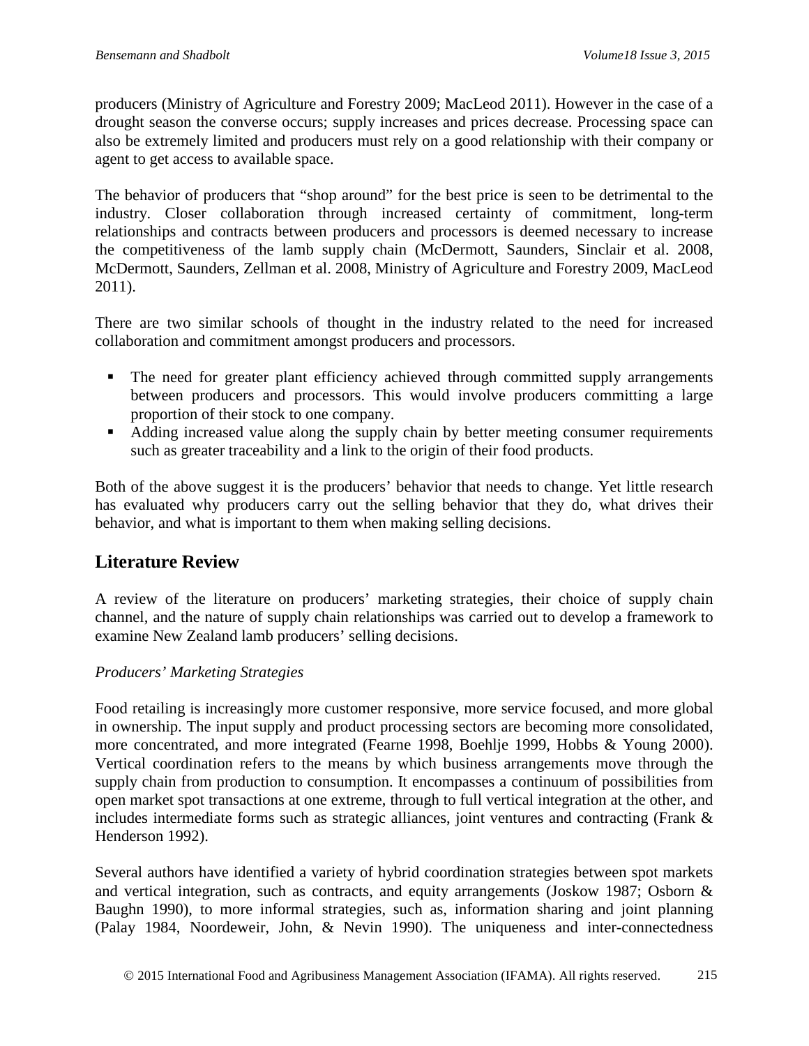producers (Ministry of Agriculture and Forestry 2009; MacLeod 2011). However in the case of a drought season the converse occurs; supply increases and prices decrease. Processing space can also be extremely limited and producers must rely on a good relationship with their company or agent to get access to available space.

The behavior of producers that "shop around" for the best price is seen to be detrimental to the industry. Closer collaboration through increased certainty of commitment, long-term relationships and contracts between producers and processors is deemed necessary to increase the competitiveness of the lamb supply chain (McDermott, Saunders, Sinclair et al. 2008, McDermott, Saunders, Zellman et al. 2008, Ministry of Agriculture and Forestry 2009, MacLeod 2011).

There are two similar schools of thought in the industry related to the need for increased collaboration and commitment amongst producers and processors.

- The need for greater plant efficiency achieved through committed supply arrangements between producers and processors. This would involve producers committing a large proportion of their stock to one company.
- Adding increased value along the supply chain by better meeting consumer requirements such as greater traceability and a link to the origin of their food products.

Both of the above suggest it is the producers' behavior that needs to change. Yet little research has evaluated why producers carry out the selling behavior that they do, what drives their behavior, and what is important to them when making selling decisions.

## Literature Review

A review of the literature on producers' marketing strategies, their choice of supply chain channel, and the nature of supply chain relationships was carried out to develop a framework to examine New Zealand lamb producers' selling decisions.

*Producers' Marketing Strategies*

Food retailing is increasingly more customer responsive, more service focused, and more global in ownership. The input supply and product processing sectors are becoming more consolidated, more concentrated, and more integrated (Fearne 1998, Boehlje 1999, Hobbs & Young 2000). Vertical coordination refers to the means by which business arrangements move through the supply chain from production to consumption. It encompasses a continuum of possibilities from open market spot transactions at one extreme, through to full vertical integration at the other, and includes intermediate forms such as strategic alliances, joint ventures and contracting (Frank & Henderson 1992).

Several authors have identified a variety of hybrid coordination strategies between spot markets and vertical integration, such as contracts, and equity arrangements (Joskow 1987; Osborn & Baughn 1990), to more informal strategies, such as, information sharing and joint planning (Palay 1984, Noordeweir, John, & Nevin 1990). The uniqueness and inter-connectedness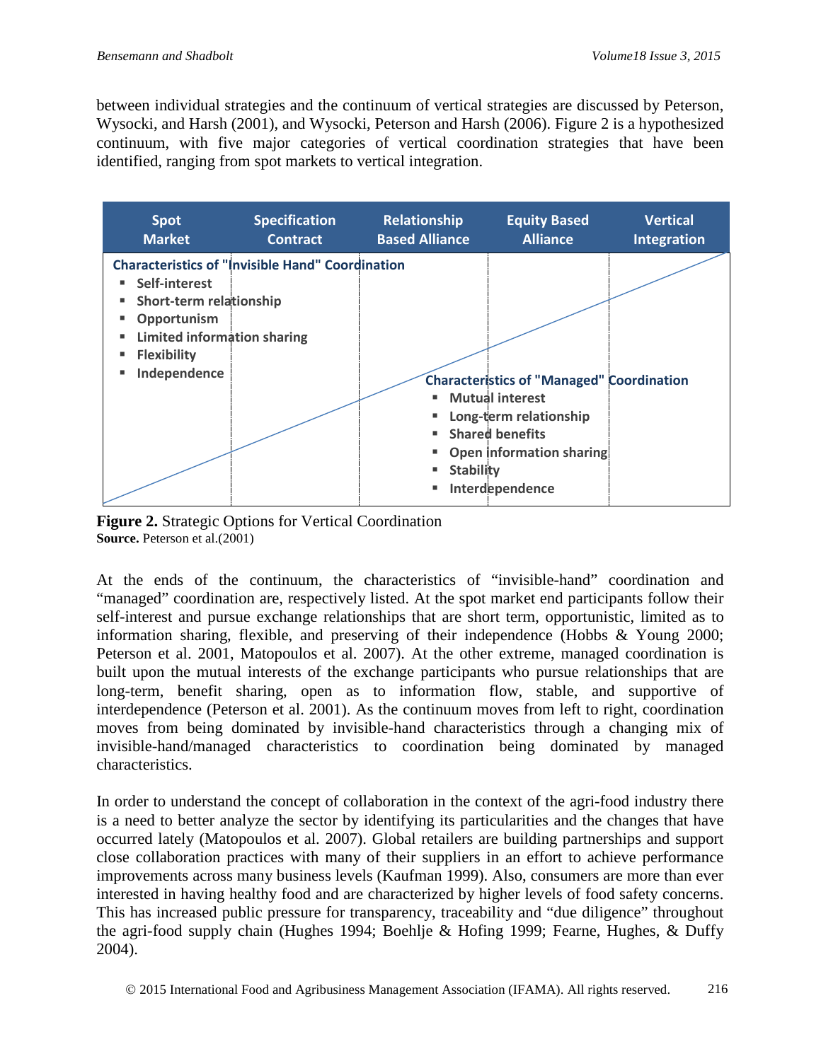between individual strategies and the continuum of vertical strategies are discussed by Peterson, Wysocki, and Harsh (2001), and Wysocki, Peterson and Harsh (2006). Figure 2 is a hypothesized continuum, with five major categories of vertical coordination strategies that have been identified, ranging from spot markets to vertical integration.

Spot Market
Specification Contract
Relationship Based Alliance
Equity Based Alliance
Vertical Integration

Characteristics of "Invisible Hand" Coordination
- Self-interest
- Short-term relationship
- Opportunism
- Limited information sharing
- Flexibility
- Independence

Characteristics of "Managed" Coordination
- Mutual interest
- Long-term relationship
- Shared benefits
- Open information sharing
- Stability
- Interdependence

**Figure 2.** Strategic Options for Vertical Coordination
**Source.** Peterson et al.(2001)

At the ends of the continuum, the characteristics of "invisible-hand" coordination and "managed" coordination are, respectively listed. At the spot market end participants follow their self-interest and pursue exchange relationships that are short term, opportunistic, limited as to information sharing, flexible, and preserving of their independence (Hobbs & Young 2000; Peterson et al. 2001, Matopoulos et al. 2007). At the other extreme, managed coordination is built upon the mutual interests of the exchange participants who pursue relationships that are long-term, benefit sharing, open as to information flow, stable, and supportive of interdependence (Peterson et al. 2001). As the continuum moves from left to right, coordination moves from being dominated by invisible-hand characteristics through a changing mix of invisible-hand/managed characteristics to coordination being dominated by managed characteristics.

In order to understand the concept of collaboration in the context of the agri-food industry there is a need to better analyze the sector by identifying its particularities and the changes that have occurred lately (Matopoulos et al. 2007). Global retailers are building partnerships and support close collaboration practices with many of their suppliers in an effort to achieve performance improvements across many business levels (Kaufman 1999). Also, consumers are more than ever interested in having healthy food and are characterized by higher levels of food safety concerns. This has increased public pressure for transparency, traceability and "due diligence" throughout the agri-food supply chain (Hughes 1994; Boehlje & Hofing 1999; Fearne, Hughes, & Duffy 2004).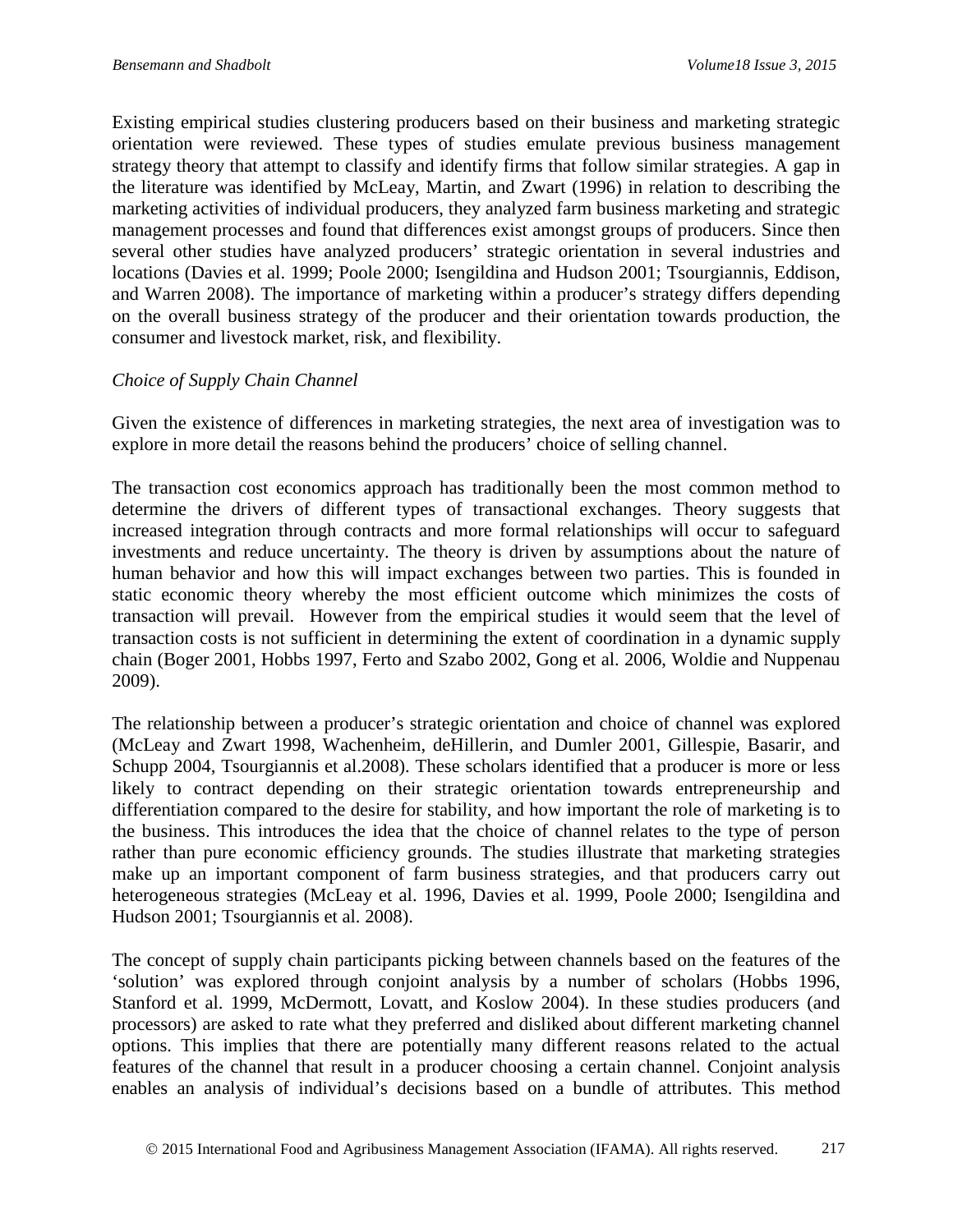Existing empirical studies clustering producers based on their business and marketing strategic orientation were reviewed. These types of studies emulate previous business management strategy theory that attempt to classify and identify firms that follow similar strategies. A gap in the literature was identified by McLeay, Martin, and Zwart (1996) in relation to describing the marketing activities of individual producers, they analyzed farm business marketing and strategic management processes and found that differences exist amongst groups of producers. Since then several other studies have analyzed producers' strategic orientation in several industries and locations (Davies et al. 1999; Poole 2000; Isengildina and Hudson 2001; Tsourgiannis, Eddison, and Warren 2008). The importance of marketing within a producer's strategy differs depending on the overall business strategy of the producer and their orientation towards production, the consumer and livestock market, risk, and flexibility.

*Choice of Supply Chain Channel*

Given the existence of differences in marketing strategies, the next area of investigation was to explore in more detail the reasons behind the producers' choice of selling channel.

The transaction cost economics approach has traditionally been the most common method to determine the drivers of different types of transactional exchanges. Theory suggests that increased integration through contracts and more formal relationships will occur to safeguard investments and reduce uncertainty. The theory is driven by assumptions about the nature of human behavior and how this will impact exchanges between two parties. This is founded in static economic theory whereby the most efficient outcome which minimizes the costs of transaction will prevail. However from the empirical studies it would seem that the level of transaction costs is not sufficient in determining the extent of coordination in a dynamic supply chain (Boger 2001, Hobbs 1997, Ferto and Szabo 2002, Gong et al. 2006, Woldie and Nuppenau 2009).

The relationship between a producer's strategic orientation and choice of channel was explored (McLeay and Zwart 1998, Wachenheim, deHillerin, and Dumler 2001, Gillespie, Basarir, and Schupp 2004, Tsourgiannis et al.2008). These scholars identified that a producer is more or less likely to contract depending on their strategic orientation towards entrepreneurship and differentiation compared to the desire for stability, and how important the role of marketing is to the business. This introduces the idea that the choice of channel relates to the type of person rather than pure economic efficiency grounds. The studies illustrate that marketing strategies make up an important component of farm business strategies, and that producers carry out heterogeneous strategies (McLeay et al. 1996, Davies et al. 1999, Poole 2000; Isengildina and Hudson 2001; Tsourgiannis et al. 2008).

The concept of supply chain participants picking between channels based on the features of the 'solution' was explored through conjoint analysis by a number of scholars (Hobbs 1996, Stanford et al. 1999, McDermott, Lovatt, and Koslow 2004). In these studies producers (and processors) are asked to rate what they preferred and disliked about different marketing channel options. This implies that there are potentially many different reasons related to the actual features of the channel that result in a producer choosing a certain channel. Conjoint analysis enables an analysis of individual's decisions based on a bundle of attributes. This method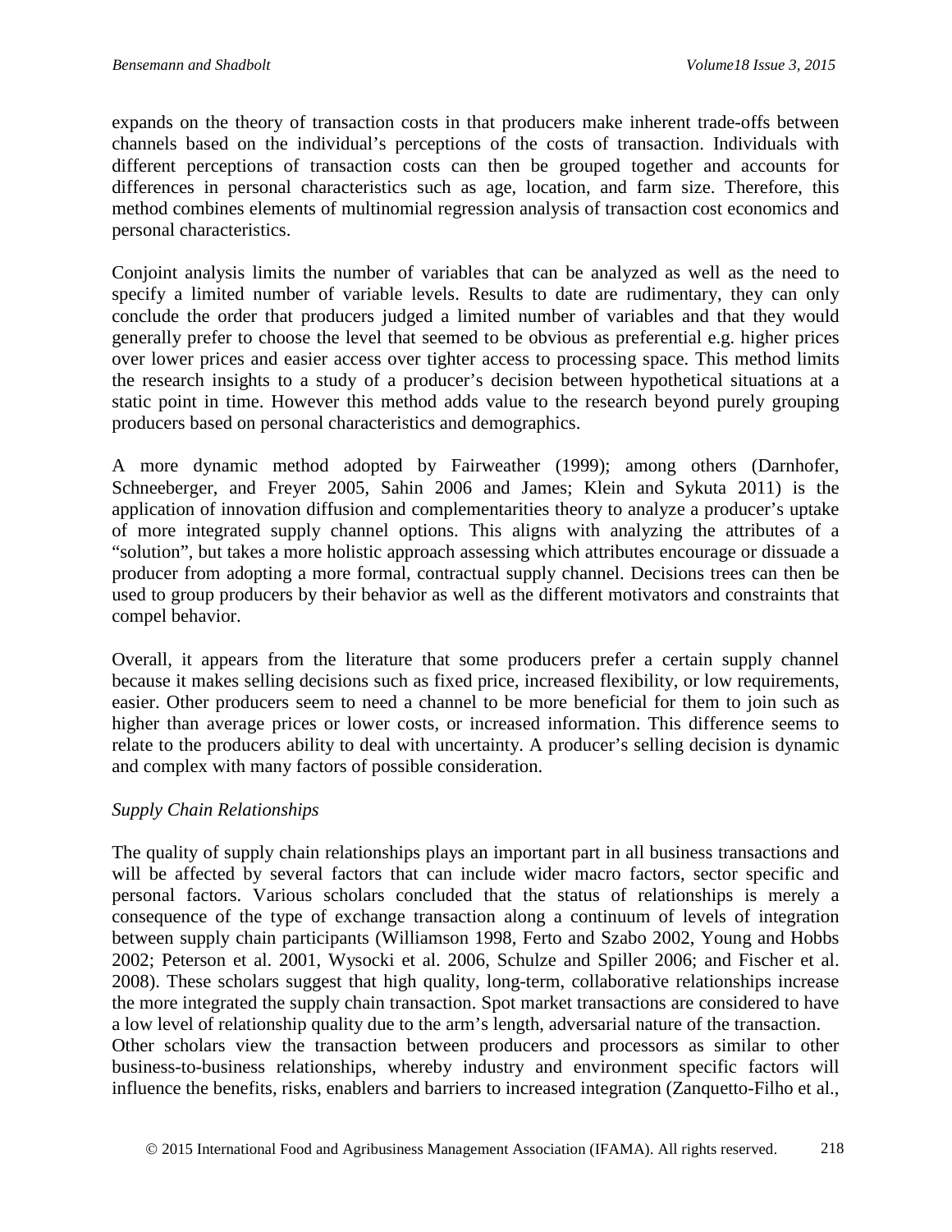expands on the theory of transaction costs in that producers make inherent trade-offs between channels based on the individual's perceptions of the costs of transaction. Individuals with different perceptions of transaction costs can then be grouped together and accounts for differences in personal characteristics such as age, location, and farm size. Therefore, this method combines elements of multinomial regression analysis of transaction cost economics and personal characteristics.

Conjoint analysis limits the number of variables that can be analyzed as well as the need to specify a limited number of variable levels. Results to date are rudimentary, they can only conclude the order that producers judged a limited number of variables and that they would generally prefer to choose the level that seemed to be obvious as preferential e.g. higher prices over lower prices and easier access over tighter access to processing space. This method limits the research insights to a study of a producer's decision between hypothetical situations at a static point in time. However this method adds value to the research beyond purely grouping producers based on personal characteristics and demographics.

A more dynamic method adopted by Fairweather (1999); among others (Darnhofer, Schneeberger, and Freyer 2005, Sahin 2006 and James; Klein and Sykuta 2011) is the application of innovation diffusion and complementarities theory to analyze a producer's uptake of more integrated supply channel options. This aligns with analyzing the attributes of a "solution", but takes a more holistic approach assessing which attributes encourage or dissuade a producer from adopting a more formal, contractual supply channel. Decisions trees can then be used to group producers by their behavior as well as the different motivators and constraints that compel behavior.

Overall, it appears from the literature that some producers prefer a certain supply channel because it makes selling decisions such as fixed price, increased flexibility, or low requirements, easier. Other producers seem to need a channel to be more beneficial for them to join such as higher than average prices or lower costs, or increased information. This difference seems to relate to the producers ability to deal with uncertainty. A producer's selling decision is dynamic and complex with many factors of possible consideration.

*Supply Chain Relationships*

The quality of supply chain relationships plays an important part in all business transactions and will be affected by several factors that can include wider macro factors, sector specific and personal factors. Various scholars concluded that the status of relationships is merely a consequence of the type of exchange transaction along a continuum of levels of integration between supply chain participants (Williamson 1998, Ferto and Szabo 2002, Young and Hobbs 2002; Peterson et al. 2001, Wysocki et al. 2006, Schulze and Spiller 2006; and Fischer et al. 2008). These scholars suggest that high quality, long-term, collaborative relationships increase the more integrated the supply chain transaction. Spot market transactions are considered to have a low level of relationship quality due to the arm's length, adversarial nature of the transaction.
Other scholars view the transaction between producers and processors as similar to other business-to-business relationships, whereby industry and environment specific factors will influence the benefits, risks, enablers and barriers to increased integration (Zanquetto-Filho et al.,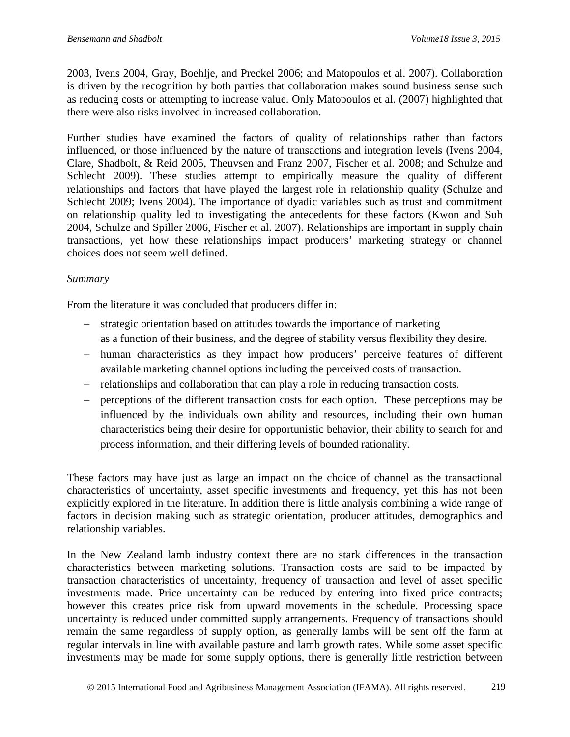2003, Ivens 2004, Gray, Boehlje, and Preckel 2006; and Matopoulos et al. 2007). Collaboration is driven by the recognition by both parties that collaboration makes sound business sense such as reducing costs or attempting to increase value. Only Matopoulos et al. (2007) highlighted that there were also risks involved in increased collaboration.

Further studies have examined the factors of quality of relationships rather than factors influenced, or those influenced by the nature of transactions and integration levels (Ivens 2004, Clare, Shadbolt, & Reid 2005, Theuvsen and Franz 2007, Fischer et al. 2008; and Schulze and Schlecht 2009). These studies attempt to empirically measure the quality of different relationships and factors that have played the largest role in relationship quality (Schulze and Schlecht 2009; Ivens 2004). The importance of dyadic variables such as trust and commitment on relationship quality led to investigating the antecedents for these factors (Kwon and Suh 2004, Schulze and Spiller 2006, Fischer et al. 2007). Relationships are important in supply chain transactions, yet how these relationships impact producers' marketing strategy or channel choices does not seem well defined.

*Summary*

From the literature it was concluded that producers differ in:

- strategic orientation based on attitudes towards the importance of marketing as a function of their business, and the degree of stability versus flexibility they desire.
- human characteristics as they impact how producers' perceive features of different available marketing channel options including the perceived costs of transaction.
- relationships and collaboration that can play a role in reducing transaction costs.
- perceptions of the different transaction costs for each option. These perceptions may be influenced by the individuals own ability and resources, including their own human characteristics being their desire for opportunistic behavior, their ability to search for and process information, and their differing levels of bounded rationality.

These factors may have just as large an impact on the choice of channel as the transactional characteristics of uncertainty, asset specific investments and frequency, yet this has not been explicitly explored in the literature. In addition there is little analysis combining a wide range of factors in decision making such as strategic orientation, producer attitudes, demographics and relationship variables.

In the New Zealand lamb industry context there are no stark differences in the transaction characteristics between marketing solutions. Transaction costs are said to be impacted by transaction characteristics of uncertainty, frequency of transaction and level of asset specific investments made. Price uncertainty can be reduced by entering into fixed price contracts; however this creates price risk from upward movements in the schedule. Processing space uncertainty is reduced under committed supply arrangements. Frequency of transactions should remain the same regardless of supply option, as generally lambs will be sent off the farm at regular intervals in line with available pasture and lamb growth rates. While some asset specific investments may be made for some supply options, there is generally little restriction between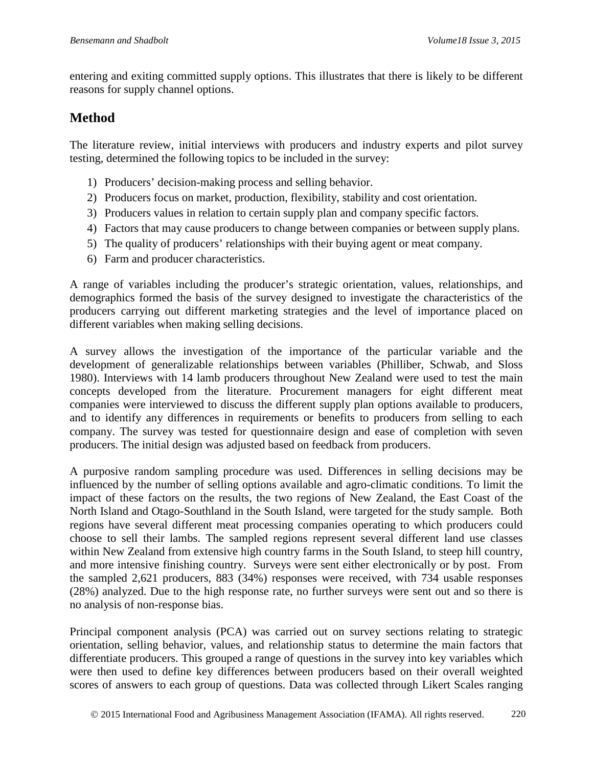entering and exiting committed supply options. This illustrates that there is likely to be different reasons for supply channel options.

## Method

The literature review, initial interviews with producers and industry experts and pilot survey testing, determined the following topics to be included in the survey:

1) Producers' decision-making process and selling behavior.
2) Producers focus on market, production, flexibility, stability and cost orientation.
3) Producers values in relation to certain supply plan and company specific factors.
4) Factors that may cause producers to change between companies or between supply plans.
5) The quality of producers' relationships with their buying agent or meat company.
6) Farm and producer characteristics.

A range of variables including the producer's strategic orientation, values, relationships, and demographics formed the basis of the survey designed to investigate the characteristics of the producers carrying out different marketing strategies and the level of importance placed on different variables when making selling decisions.

A survey allows the investigation of the importance of the particular variable and the development of generalizable relationships between variables (Philliber, Schwab, and Sloss 1980). Interviews with 14 lamb producers throughout New Zealand were used to test the main concepts developed from the literature. Procurement managers for eight different meat companies were interviewed to discuss the different supply plan options available to producers, and to identify any differences in requirements or benefits to producers from selling to each company. The survey was tested for questionnaire design and ease of completion with seven producers. The initial design was adjusted based on feedback from producers.

A purposive random sampling procedure was used. Differences in selling decisions may be influenced by the number of selling options available and agro-climatic conditions. To limit the impact of these factors on the results, the two regions of New Zealand, the East Coast of the North Island and Otago-Southland in the South Island, were targeted for the study sample. Both regions have several different meat processing companies operating to which producers could choose to sell their lambs. The sampled regions represent several different land use classes within New Zealand from extensive high country farms in the South Island, to steep hill country, and more intensive finishing country. Surveys were sent either electronically or by post. From the sampled 2,621 producers, 883 (34%) responses were received, with 734 usable responses (28%) analyzed. Due to the high response rate, no further surveys were sent out and so there is no analysis of non-response bias.

Principal component analysis (PCA) was carried out on survey sections relating to strategic orientation, selling behavior, values, and relationship status to determine the main factors that differentiate producers. This grouped a range of questions in the survey into key variables which were then used to define key differences between producers based on their overall weighted scores of answers to each group of questions. Data was collected through Likert Scales ranging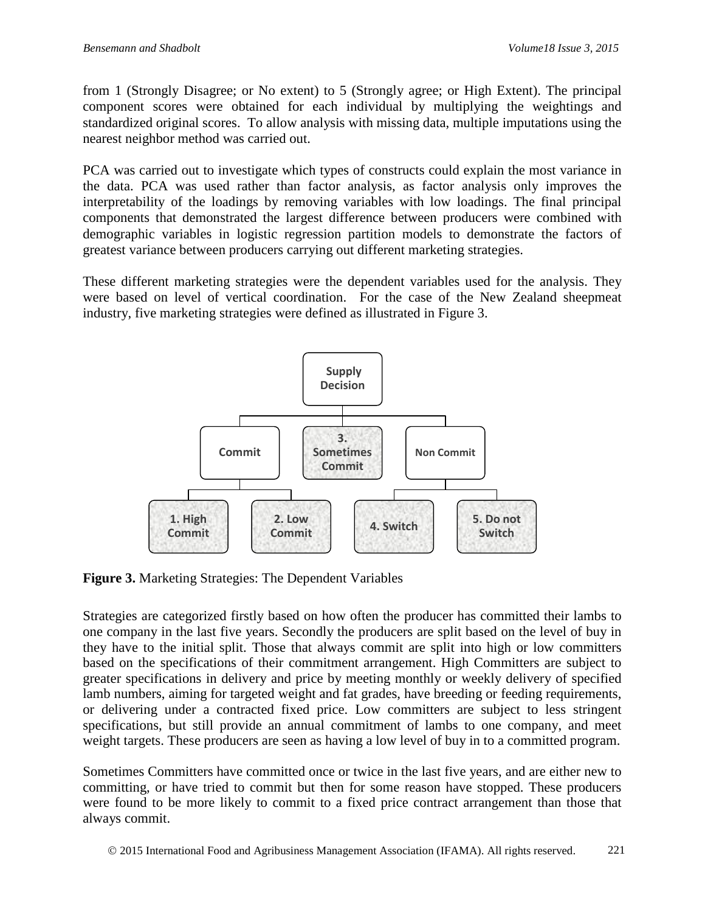from 1 (Strongly Disagree; or No extent) to 5 (Strongly agree; or High Extent). The principal component scores were obtained for each individual by multiplying the weightings and standardized original scores. To allow analysis with missing data, multiple imputations using the nearest neighbor method was carried out.

PCA was carried out to investigate which types of constructs could explain the most variance in the data. PCA was used rather than factor analysis, as factor analysis only improves the interpretability of the loadings by removing variables with low loadings. The final principal components that demonstrated the largest difference between producers were combined with demographic variables in logistic regression partition models to demonstrate the factors of greatest variance between producers carrying out different marketing strategies.

These different marketing strategies were the dependent variables used for the analysis. They were based on level of vertical coordination. For the case of the New Zealand sheepmeat industry, five marketing strategies were defined as illustrated in Figure 3.

Supply Decision

Commit

3. Sometimes Commit

Non Commit

1. High Commit

2. Low Commit

4. Switch

5. Do not Switch

**Figure 3.** Marketing Strategies: The Dependent Variables

Strategies are categorized firstly based on how often the producer has committed their lambs to one company in the last five years. Secondly the producers are split based on the level of buy in they have to the initial split. Those that always commit are split into high or low committers based on the specifications of their commitment arrangement. High Committers are subject to greater specifications in delivery and price by meeting monthly or weekly delivery of specified lamb numbers, aiming for targeted weight and fat grades, have breeding or feeding requirements, or delivering under a contracted fixed price. Low committers are subject to less stringent specifications, but still provide an annual commitment of lambs to one company, and meet weight targets. These producers are seen as having a low level of buy in to a committed program.

Sometimes Committers have committed once or twice in the last five years, and are either new to committing, or have tried to commit but then for some reason have stopped. These producers were found to be more likely to commit to a fixed price contract arrangement than those that always commit.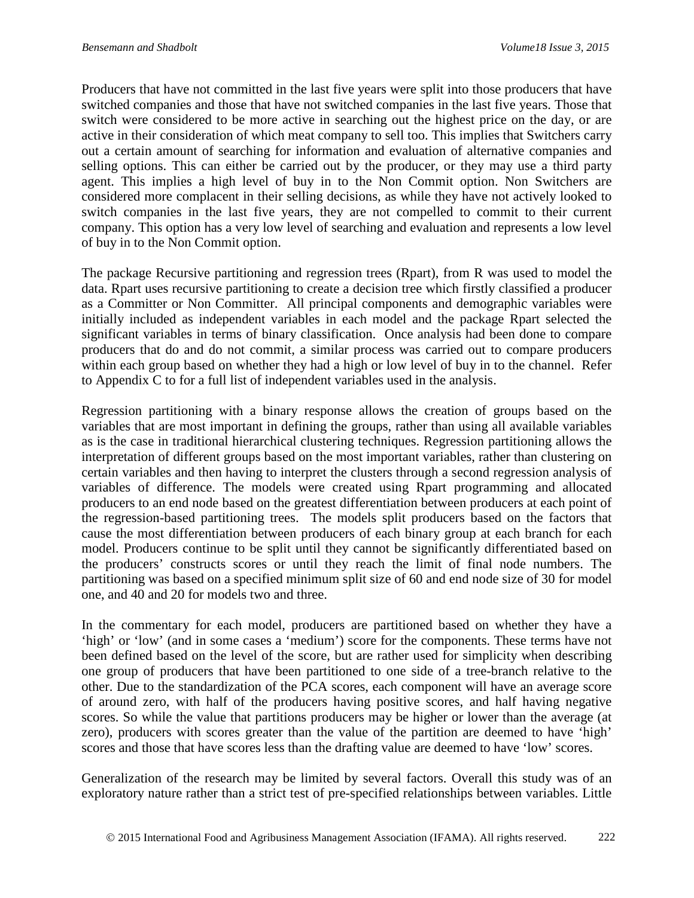Producers that have not committed in the last five years were split into those producers that have switched companies and those that have not switched companies in the last five years. Those that switch were considered to be more active in searching out the highest price on the day, or are active in their consideration of which meat company to sell too. This implies that Switchers carry out a certain amount of searching for information and evaluation of alternative companies and selling options. This can either be carried out by the producer, or they may use a third party agent. This implies a high level of buy in to the Non Commit option. Non Switchers are considered more complacent in their selling decisions, as while they have not actively looked to switch companies in the last five years, they are not compelled to commit to their current company. This option has a very low level of searching and evaluation and represents a low level of buy in to the Non Commit option.

The package Recursive partitioning and regression trees (Rpart), from R was used to model the data. Rpart uses recursive partitioning to create a decision tree which firstly classified a producer as a Committer or Non Committer. All principal components and demographic variables were initially included as independent variables in each model and the package Rpart selected the significant variables in terms of binary classification. Once analysis had been done to compare producers that do and do not commit, a similar process was carried out to compare producers within each group based on whether they had a high or low level of buy in to the channel. Refer to Appendix C to for a full list of independent variables used in the analysis.

Regression partitioning with a binary response allows the creation of groups based on the variables that are most important in defining the groups, rather than using all available variables as is the case in traditional hierarchical clustering techniques. Regression partitioning allows the interpretation of different groups based on the most important variables, rather than clustering on certain variables and then having to interpret the clusters through a second regression analysis of variables of difference. The models were created using Rpart programming and allocated producers to an end node based on the greatest differentiation between producers at each point of the regression-based partitioning trees. The models split producers based on the factors that cause the most differentiation between producers of each binary group at each branch for each model. Producers continue to be split until they cannot be significantly differentiated based on the producers' constructs scores or until they reach the limit of final node numbers. The partitioning was based on a specified minimum split size of 60 and end node size of 30 for model one, and 40 and 20 for models two and three.

In the commentary for each model, producers are partitioned based on whether they have a 'high' or 'low' (and in some cases a 'medium') score for the components. These terms have not been defined based on the level of the score, but are rather used for simplicity when describing one group of producers that have been partitioned to one side of a tree-branch relative to the other. Due to the standardization of the PCA scores, each component will have an average score of around zero, with half of the producers having positive scores, and half having negative scores. So while the value that partitions producers may be higher or lower than the average (at zero), producers with scores greater than the value of the partition are deemed to have 'high' scores and those that have scores less than the drafting value are deemed to have 'low' scores.

Generalization of the research may be limited by several factors. Overall this study was of an exploratory nature rather than a strict test of pre-specified relationships between variables. Little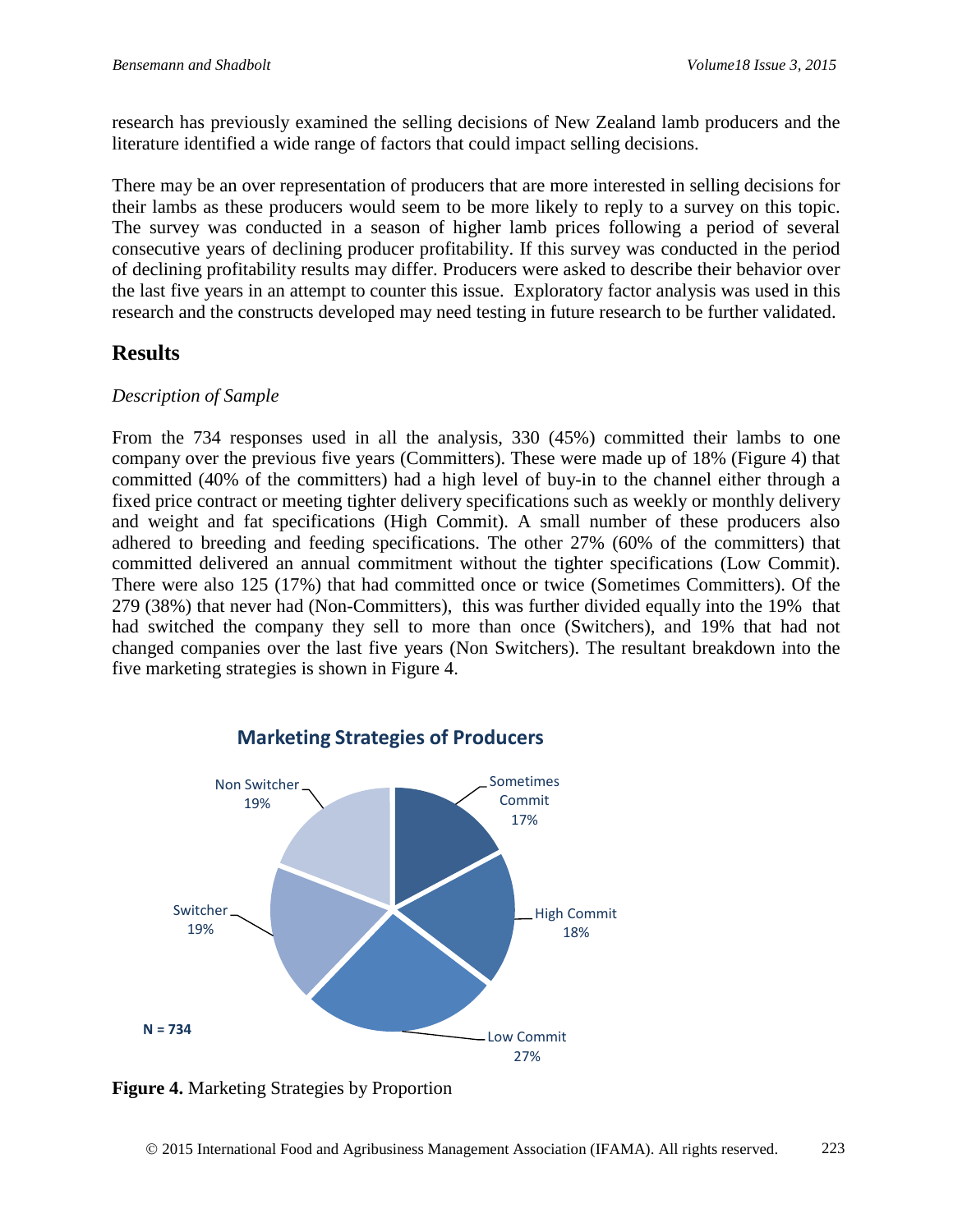research has previously examined the selling decisions of New Zealand lamb producers and the literature identified a wide range of factors that could impact selling decisions.

There may be an over representation of producers that are more interested in selling decisions for their lambs as these producers would seem to be more likely to reply to a survey on this topic. The survey was conducted in a season of higher lamb prices following a period of several consecutive years of declining producer profitability. If this survey was conducted in the period of declining profitability results may differ. Producers were asked to describe their behavior over the last five years in an attempt to counter this issue. Exploratory factor analysis was used in this research and the constructs developed may need testing in future research to be further validated.

## Results

*Description of Sample*

From the 734 responses used in all the analysis, 330 (45%) committed their lambs to one company over the previous five years (Committers). These were made up of 18% (Figure 4) that committed (40% of the committers) had a high level of buy-in to the channel either through a fixed price contract or meeting tighter delivery specifications such as weekly or monthly delivery and weight and fat specifications (High Commit). A small number of these producers also adhered to breeding and feeding specifications. The other 27% (60% of the committers) that committed delivered an annual commitment without the tighter specifications (Low Commit). There were also 125 (17%) that had committed once or twice (Sometimes Committers). Of the 279 (38%) that never had (Non-Committers), this was further divided equally into the 19% that had switched the company they sell to more than once (Switchers), and 19% that had not changed companies over the last five years (Non Switchers). The resultant breakdown into the five marketing strategies is shown in Figure 4.

Marketing Strategies of Producers

Sometimes Commit 17%

High Commit 18%

Low Commit 27%

Switcher 19%

Non Switcher 19%

N = 734

**Figure 4.** Marketing Strategies by Proportion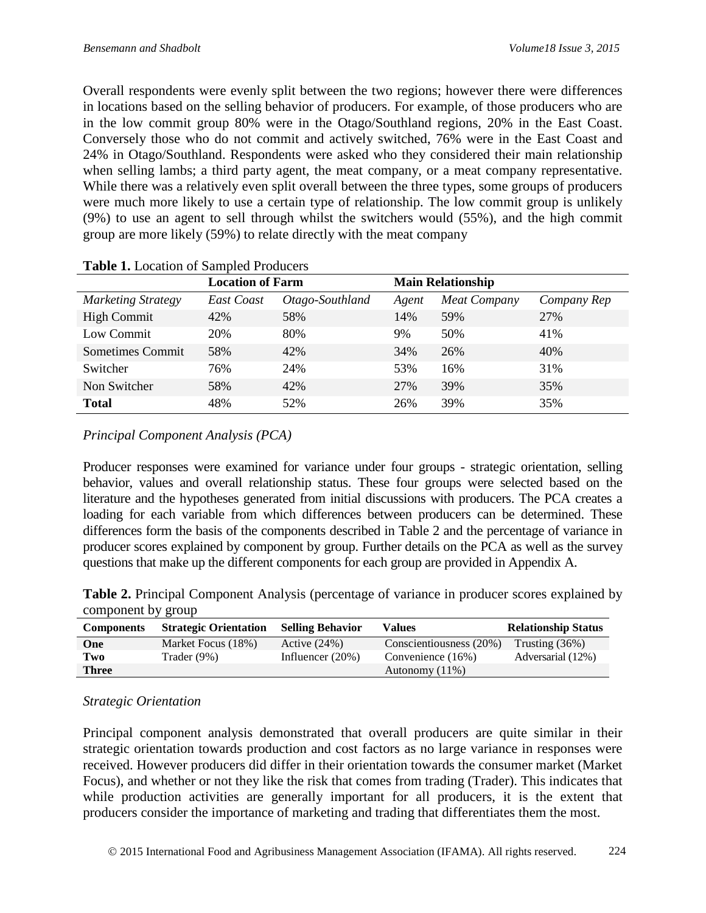Overall respondents were evenly split between the two regions; however there were differences in locations based on the selling behavior of producers. For example, of those producers who are in the low commit group 80% were in the Otago/Southland regions, 20% in the East Coast. Conversely those who do not commit and actively switched, 76% were in the East Coast and 24% in Otago/Southland. Respondents were asked who they considered their main relationship when selling lambs; a third party agent, the meat company, or a meat company representative. While there was a relatively even split overall between the three types, some groups of producers were much more likely to use a certain type of relationship. The low commit group is unlikely (9%) to use an agent to sell through whilst the switchers would (55%), and the high commit group are more likely (59%) to relate directly with the meat company

**Table 1.** Location of Sampled Producers

| | **Location of Farm** | | **Main Relationship** | | |
|---|---|---|---|---|---|
| *Marketing Strategy* | *East Coast* | *Otago-Southland* | *Agent* | *Meat Company* | *Company Rep* |
| High Commit | 42% | 58% | 14% | 59% | 27% |
| Low Commit | 20% | 80% | 9% | 50% | 41% |
| Sometimes Commit | 58% | 42% | 34% | 26% | 40% |
| Switcher | 76% | 24% | 53% | 16% | 31% |
| Non Switcher | 58% | 42% | 27% | 39% | 35% |
| **Total** | 48% | 52% | 26% | 39% | 35% |

*Principal Component Analysis (PCA)*

Producer responses were examined for variance under four groups - strategic orientation, selling behavior, values and overall relationship status. These four groups were selected based on the literature and the hypotheses generated from initial discussions with producers. The PCA creates a loading for each variable from which differences between producers can be determined. These differences form the basis of the components described in Table 2 and the percentage of variance in producer scores explained by component by group. Further details on the PCA as well as the survey questions that make up the different components for each group are provided in Appendix A.

**Table 2.** Principal Component Analysis (percentage of variance in producer scores explained by component by group

| **Components** | **Strategic Orientation** | **Selling Behavior** | **Values** | **Relationship Status** |
|---|---|---|---|---|
| **One** | Market Focus (18%) | Active (24%) | Conscientiousness (20%) | Trusting (36%) |
| **Two** | Trader (9%) | Influencer (20%) | Convenience (16%) | Adversarial (12%) |
| **Three** | | | Autonomy (11%) | |

*Strategic Orientation*

Principal component analysis demonstrated that overall producers are quite similar in their strategic orientation towards production and cost factors as no large variance in responses were received. However producers did differ in their orientation towards the consumer market (Market Focus), and whether or not they like the risk that comes from trading (Trader). This indicates that while production activities are generally important for all producers, it is the extent that producers consider the importance of marketing and trading that differentiates them the most.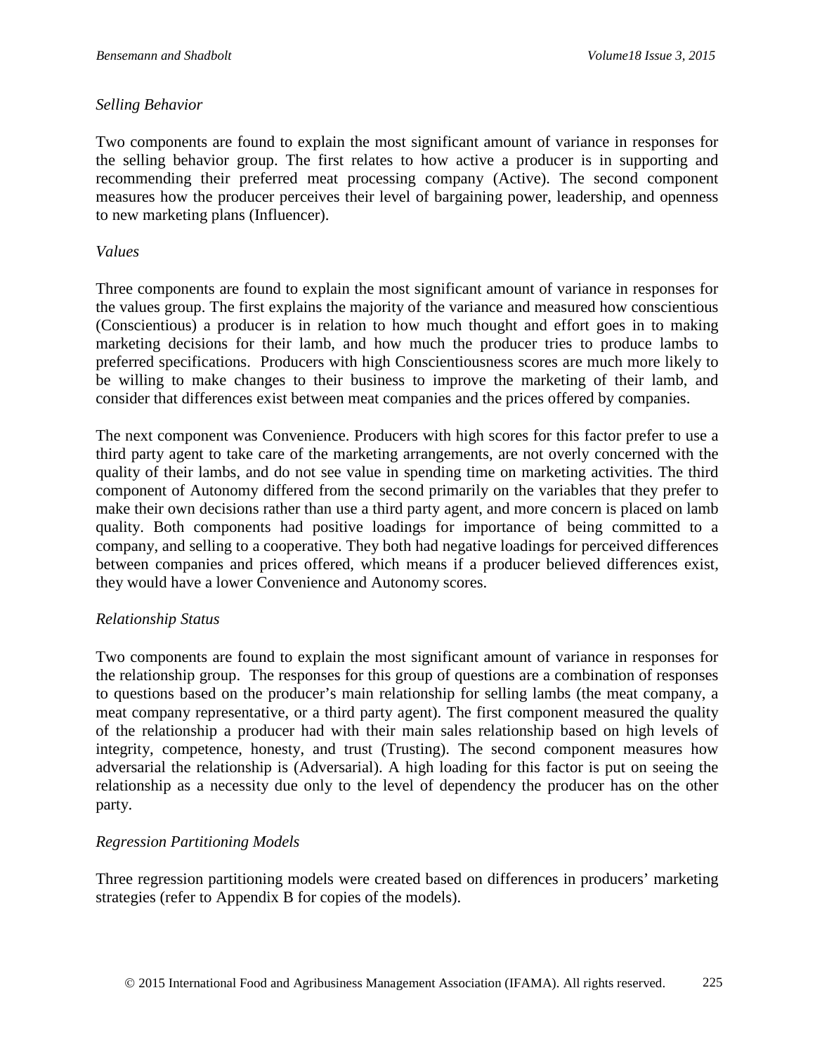*Selling Behavior*

Two components are found to explain the most significant amount of variance in responses for the selling behavior group. The first relates to how active a producer is in supporting and recommending their preferred meat processing company (Active). The second component measures how the producer perceives their level of bargaining power, leadership, and openness to new marketing plans (Influencer).

*Values*

Three components are found to explain the most significant amount of variance in responses for the values group. The first explains the majority of the variance and measured how conscientious (Conscientious) a producer is in relation to how much thought and effort goes in to making marketing decisions for their lamb, and how much the producer tries to produce lambs to preferred specifications. Producers with high Conscientiousness scores are much more likely to be willing to make changes to their business to improve the marketing of their lamb, and consider that differences exist between meat companies and the prices offered by companies.

The next component was Convenience. Producers with high scores for this factor prefer to use a third party agent to take care of the marketing arrangements, are not overly concerned with the quality of their lambs, and do not see value in spending time on marketing activities. The third component of Autonomy differed from the second primarily on the variables that they prefer to make their own decisions rather than use a third party agent, and more concern is placed on lamb quality. Both components had positive loadings for importance of being committed to a company, and selling to a cooperative. They both had negative loadings for perceived differences between companies and prices offered, which means if a producer believed differences exist, they would have a lower Convenience and Autonomy scores.

*Relationship Status*

Two components are found to explain the most significant amount of variance in responses for the relationship group. The responses for this group of questions are a combination of responses to questions based on the producer's main relationship for selling lambs (the meat company, a meat company representative, or a third party agent). The first component measured the quality of the relationship a producer had with their main sales relationship based on high levels of integrity, competence, honesty, and trust (Trusting). The second component measures how adversarial the relationship is (Adversarial). A high loading for this factor is put on seeing the relationship as a necessity due only to the level of dependency the producer has on the other party.

*Regression Partitioning Models*

Three regression partitioning models were created based on differences in producers' marketing strategies (refer to Appendix B for copies of the models).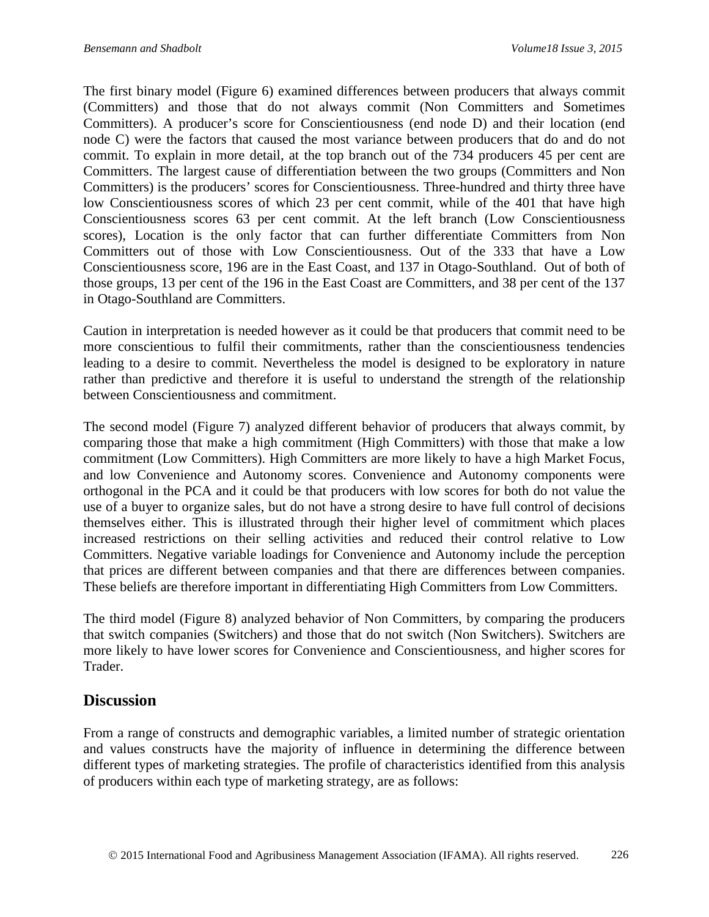The first binary model (Figure 6) examined differences between producers that always commit (Committers) and those that do not always commit (Non Committers and Sometimes Committers). A producer's score for Conscientiousness (end node D) and their location (end node C) were the factors that caused the most variance between producers that do and do not commit. To explain in more detail, at the top branch out of the 734 producers 45 per cent are Committers. The largest cause of differentiation between the two groups (Committers and Non Committers) is the producers' scores for Conscientiousness. Three-hundred and thirty three have low Conscientiousness scores of which 23 per cent commit, while of the 401 that have high Conscientiousness scores 63 per cent commit. At the left branch (Low Conscientiousness scores), Location is the only factor that can further differentiate Committers from Non Committers out of those with Low Conscientiousness. Out of the 333 that have a Low Conscientiousness score, 196 are in the East Coast, and 137 in Otago-Southland. Out of both of those groups, 13 per cent of the 196 in the East Coast are Committers, and 38 per cent of the 137 in Otago-Southland are Committers.

Caution in interpretation is needed however as it could be that producers that commit need to be more conscientious to fulfil their commitments, rather than the conscientiousness tendencies leading to a desire to commit. Nevertheless the model is designed to be exploratory in nature rather than predictive and therefore it is useful to understand the strength of the relationship between Conscientiousness and commitment.

The second model (Figure 7) analyzed different behavior of producers that always commit, by comparing those that make a high commitment (High Committers) with those that make a low commitment (Low Committers). High Committers are more likely to have a high Market Focus, and low Convenience and Autonomy scores. Convenience and Autonomy components were orthogonal in the PCA and it could be that producers with low scores for both do not value the use of a buyer to organize sales, but do not have a strong desire to have full control of decisions themselves either. This is illustrated through their higher level of commitment which places increased restrictions on their selling activities and reduced their control relative to Low Committers. Negative variable loadings for Convenience and Autonomy include the perception that prices are different between companies and that there are differences between companies. These beliefs are therefore important in differentiating High Committers from Low Committers.

The third model (Figure 8) analyzed behavior of Non Committers, by comparing the producers that switch companies (Switchers) and those that do not switch (Non Switchers). Switchers are more likely to have lower scores for Convenience and Conscientiousness, and higher scores for Trader.

## Discussion

From a range of constructs and demographic variables, a limited number of strategic orientation and values constructs have the majority of influence in determining the difference between different types of marketing strategies. The profile of characteristics identified from this analysis of producers within each type of marketing strategy, are as follows: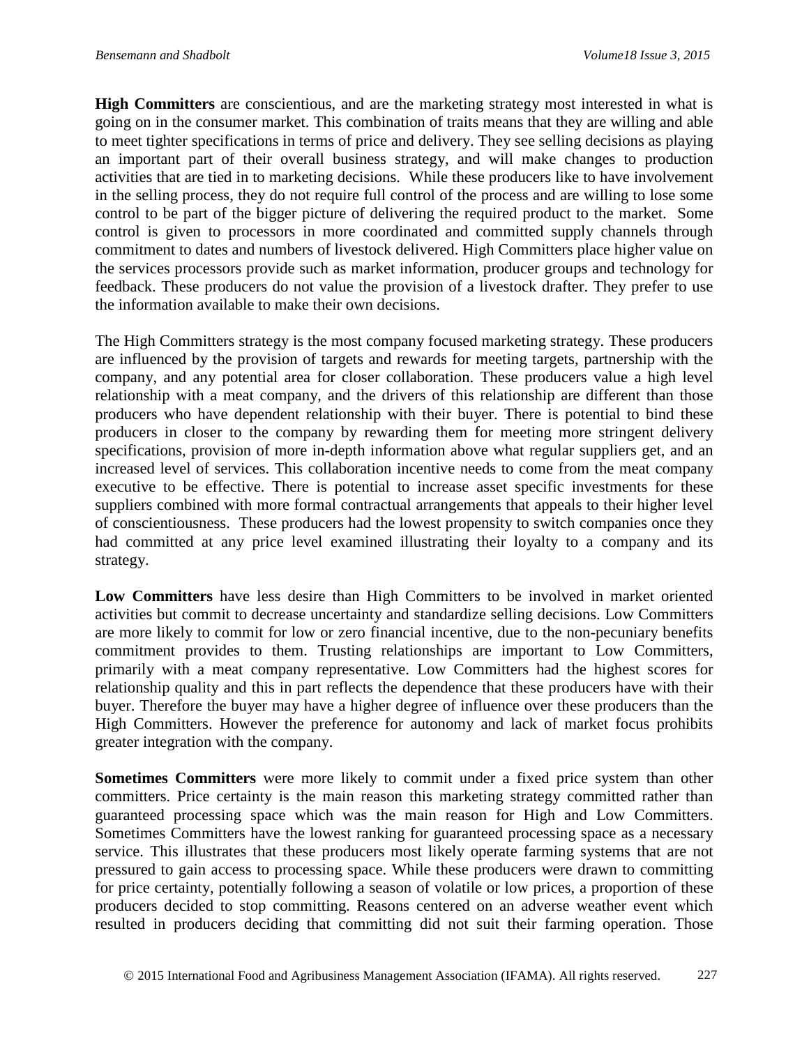**High Committers** are conscientious, and are the marketing strategy most interested in what is going on in the consumer market. This combination of traits means that they are willing and able to meet tighter specifications in terms of price and delivery. They see selling decisions as playing an important part of their overall business strategy, and will make changes to production activities that are tied in to marketing decisions. While these producers like to have involvement in the selling process, they do not require full control of the process and are willing to lose some control to be part of the bigger picture of delivering the required product to the market. Some control is given to processors in more coordinated and committed supply channels through commitment to dates and numbers of livestock delivered. High Committers place higher value on the services processors provide such as market information, producer groups and technology for feedback. These producers do not value the provision of a livestock drafter. They prefer to use the information available to make their own decisions.

The High Committers strategy is the most company focused marketing strategy. These producers are influenced by the provision of targets and rewards for meeting targets, partnership with the company, and any potential area for closer collaboration. These producers value a high level relationship with a meat company, and the drivers of this relationship are different than those producers who have dependent relationship with their buyer. There is potential to bind these producers in closer to the company by rewarding them for meeting more stringent delivery specifications, provision of more in-depth information above what regular suppliers get, and an increased level of services. This collaboration incentive needs to come from the meat company executive to be effective. There is potential to increase asset specific investments for these suppliers combined with more formal contractual arrangements that appeals to their higher level of conscientiousness. These producers had the lowest propensity to switch companies once they had committed at any price level examined illustrating their loyalty to a company and its strategy.

**Low Committers** have less desire than High Committers to be involved in market oriented activities but commit to decrease uncertainty and standardize selling decisions. Low Committers are more likely to commit for low or zero financial incentive, due to the non-pecuniary benefits commitment provides to them. Trusting relationships are important to Low Committers, primarily with a meat company representative. Low Committers had the highest scores for relationship quality and this in part reflects the dependence that these producers have with their buyer. Therefore the buyer may have a higher degree of influence over these producers than the High Committers. However the preference for autonomy and lack of market focus prohibits greater integration with the company.

**Sometimes Committers** were more likely to commit under a fixed price system than other committers. Price certainty is the main reason this marketing strategy committed rather than guaranteed processing space which was the main reason for High and Low Committers. Sometimes Committers have the lowest ranking for guaranteed processing space as a necessary service. This illustrates that these producers most likely operate farming systems that are not pressured to gain access to processing space. While these producers were drawn to committing for price certainty, potentially following a season of volatile or low prices, a proportion of these producers decided to stop committing. Reasons centered on an adverse weather event which resulted in producers deciding that committing did not suit their farming operation. Those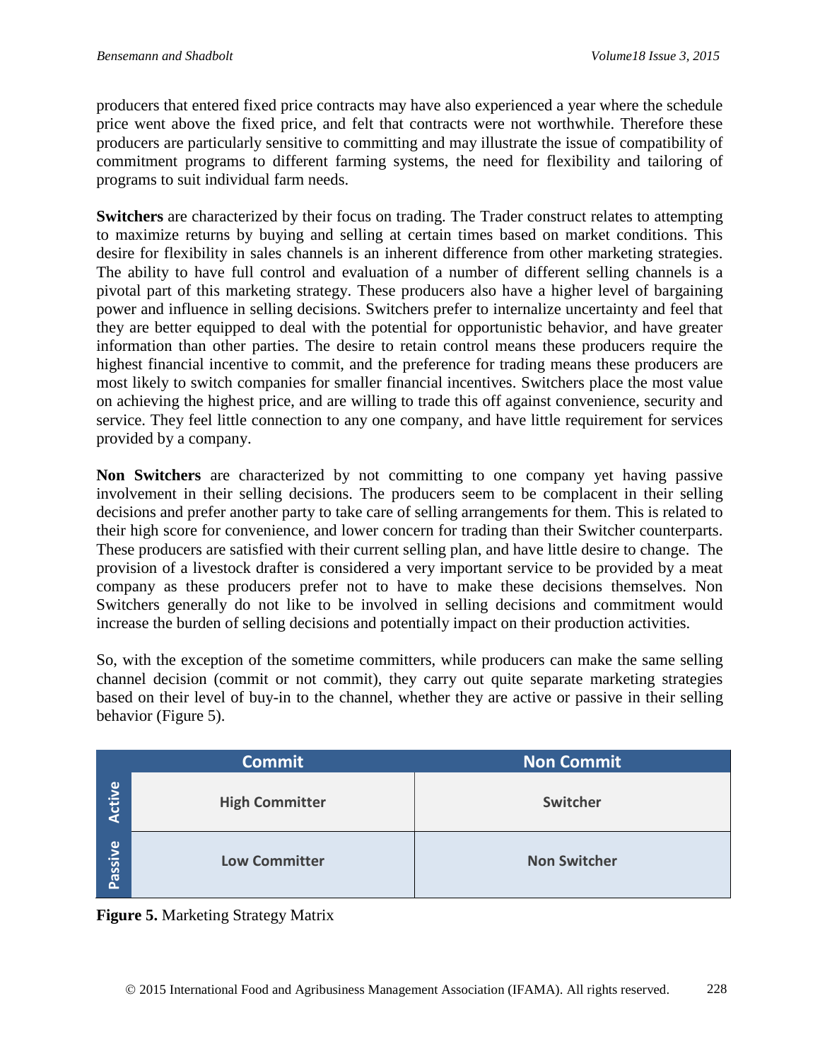producers that entered fixed price contracts may have also experienced a year where the schedule price went above the fixed price, and felt that contracts were not worthwhile. Therefore these producers are particularly sensitive to committing and may illustrate the issue of compatibility of commitment programs to different farming systems, the need for flexibility and tailoring of programs to suit individual farm needs.

**Switchers** are characterized by their focus on trading. The Trader construct relates to attempting to maximize returns by buying and selling at certain times based on market conditions. This desire for flexibility in sales channels is an inherent difference from other marketing strategies. The ability to have full control and evaluation of a number of different selling channels is a pivotal part of this marketing strategy. These producers also have a higher level of bargaining power and influence in selling decisions. Switchers prefer to internalize uncertainty and feel that they are better equipped to deal with the potential for opportunistic behavior, and have greater information than other parties. The desire to retain control means these producers require the highest financial incentive to commit, and the preference for trading means these producers are most likely to switch companies for smaller financial incentives. Switchers place the most value on achieving the highest price, and are willing to trade this off against convenience, security and service. They feel little connection to any one company, and have little requirement for services provided by a company.

**Non Switchers** are characterized by not committing to one company yet having passive involvement in their selling decisions. The producers seem to be complacent in their selling decisions and prefer another party to take care of selling arrangements for them. This is related to their high score for convenience, and lower concern for trading than their Switcher counterparts. These producers are satisfied with their current selling plan, and have little desire to change. The provision of a livestock drafter is considered a very important service to be provided by a meat company as these producers prefer not to have to make these decisions themselves. Non Switchers generally do not like to be involved in selling decisions and commitment would increase the burden of selling decisions and potentially impact on their production activities.

So, with the exception of the sometime committers, while producers can make the same selling channel decision (commit or not commit), they carry out quite separate marketing strategies based on their level of buy-in to the channel, whether they are active or passive in their selling behavior (Figure 5).

| | Commit | Non Commit |
|---|---|---|
| Active | High Committer | Switcher |
| Passive | Low Committer | Non Switcher |

**Figure 5.** Marketing Strategy Matrix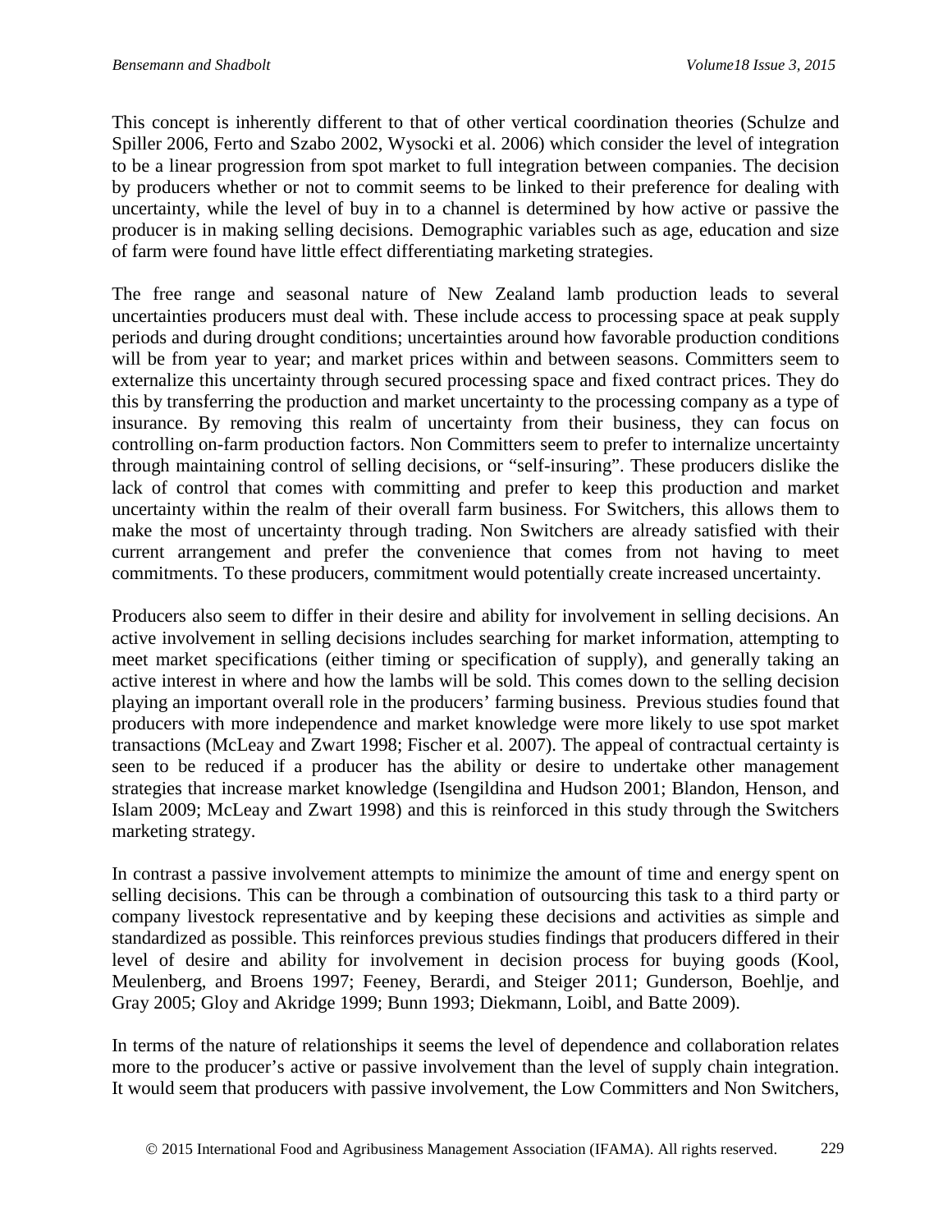This concept is inherently different to that of other vertical coordination theories (Schulze and Spiller 2006, Ferto and Szabo 2002, Wysocki et al. 2006) which consider the level of integration to be a linear progression from spot market to full integration between companies. The decision by producers whether or not to commit seems to be linked to their preference for dealing with uncertainty, while the level of buy in to a channel is determined by how active or passive the producer is in making selling decisions. Demographic variables such as age, education and size of farm were found have little effect differentiating marketing strategies.

The free range and seasonal nature of New Zealand lamb production leads to several uncertainties producers must deal with. These include access to processing space at peak supply periods and during drought conditions; uncertainties around how favorable production conditions will be from year to year; and market prices within and between seasons. Committers seem to externalize this uncertainty through secured processing space and fixed contract prices. They do this by transferring the production and market uncertainty to the processing company as a type of insurance. By removing this realm of uncertainty from their business, they can focus on controlling on-farm production factors. Non Committers seem to prefer to internalize uncertainty through maintaining control of selling decisions, or "self-insuring". These producers dislike the lack of control that comes with committing and prefer to keep this production and market uncertainty within the realm of their overall farm business. For Switchers, this allows them to make the most of uncertainty through trading. Non Switchers are already satisfied with their current arrangement and prefer the convenience that comes from not having to meet commitments. To these producers, commitment would potentially create increased uncertainty.

Producers also seem to differ in their desire and ability for involvement in selling decisions. An active involvement in selling decisions includes searching for market information, attempting to meet market specifications (either timing or specification of supply), and generally taking an active interest in where and how the lambs will be sold. This comes down to the selling decision playing an important overall role in the producers' farming business. Previous studies found that producers with more independence and market knowledge were more likely to use spot market transactions (McLeay and Zwart 1998; Fischer et al. 2007). The appeal of contractual certainty is seen to be reduced if a producer has the ability or desire to undertake other management strategies that increase market knowledge (Isengildina and Hudson 2001; Blandon, Henson, and Islam 2009; McLeay and Zwart 1998) and this is reinforced in this study through the Switchers marketing strategy.

In contrast a passive involvement attempts to minimize the amount of time and energy spent on selling decisions. This can be through a combination of outsourcing this task to a third party or company livestock representative and by keeping these decisions and activities as simple and standardized as possible. This reinforces previous studies findings that producers differed in their level of desire and ability for involvement in decision process for buying goods (Kool, Meulenberg, and Broens 1997; Feeney, Berardi, and Steiger 2011; Gunderson, Boehlje, and Gray 2005; Gloy and Akridge 1999; Bunn 1993; Diekmann, Loibl, and Batte 2009).

In terms of the nature of relationships it seems the level of dependence and collaboration relates more to the producer's active or passive involvement than the level of supply chain integration. It would seem that producers with passive involvement, the Low Committers and Non Switchers,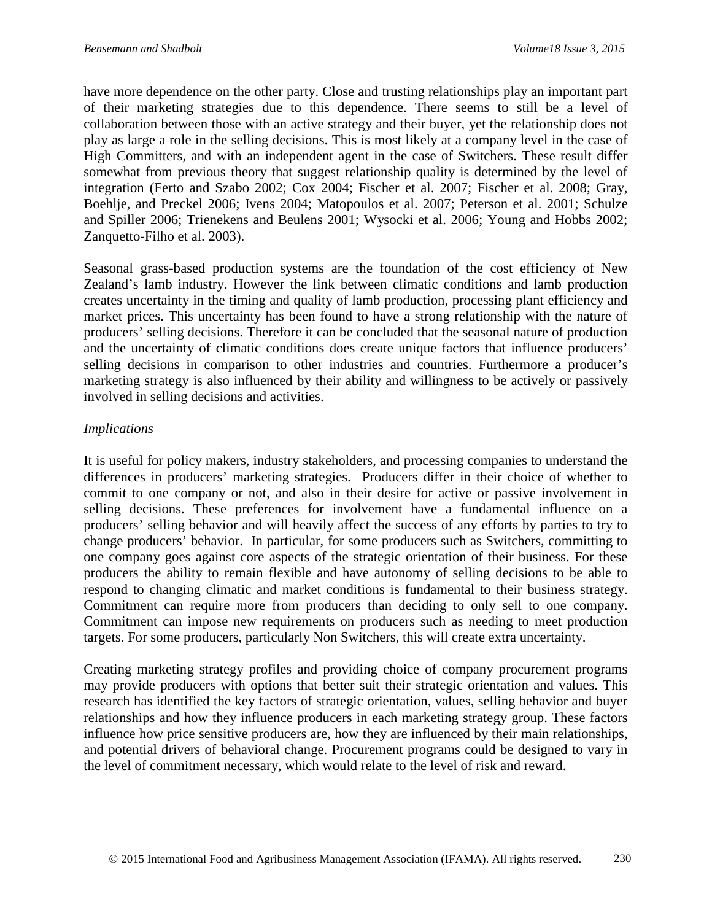have more dependence on the other party. Close and trusting relationships play an important part of their marketing strategies due to this dependence. There seems to still be a level of collaboration between those with an active strategy and their buyer, yet the relationship does not play as large a role in the selling decisions. This is most likely at a company level in the case of High Committers, and with an independent agent in the case of Switchers. These result differ somewhat from previous theory that suggest relationship quality is determined by the level of integration (Ferto and Szabo 2002; Cox 2004; Fischer et al. 2007; Fischer et al. 2008; Gray, Boehlje, and Preckel 2006; Ivens 2004; Matopoulos et al. 2007; Peterson et al. 2001; Schulze and Spiller 2006; Trienekens and Beulens 2001; Wysocki et al. 2006; Young and Hobbs 2002; Zanquetto-Filho et al. 2003).

Seasonal grass-based production systems are the foundation of the cost efficiency of New Zealand's lamb industry. However the link between climatic conditions and lamb production creates uncertainty in the timing and quality of lamb production, processing plant efficiency and market prices. This uncertainty has been found to have a strong relationship with the nature of producers' selling decisions. Therefore it can be concluded that the seasonal nature of production and the uncertainty of climatic conditions does create unique factors that influence producers' selling decisions in comparison to other industries and countries. Furthermore a producer's marketing strategy is also influenced by their ability and willingness to be actively or passively involved in selling decisions and activities.

*Implications*

It is useful for policy makers, industry stakeholders, and processing companies to understand the differences in producers' marketing strategies. Producers differ in their choice of whether to commit to one company or not, and also in their desire for active or passive involvement in selling decisions. These preferences for involvement have a fundamental influence on a producers' selling behavior and will heavily affect the success of any efforts by parties to try to change producers' behavior. In particular, for some producers such as Switchers, committing to one company goes against core aspects of the strategic orientation of their business. For these producers the ability to remain flexible and have autonomy of selling decisions to be able to respond to changing climatic and market conditions is fundamental to their business strategy. Commitment can require more from producers than deciding to only sell to one company. Commitment can impose new requirements on producers such as needing to meet production targets. For some producers, particularly Non Switchers, this will create extra uncertainty.

Creating marketing strategy profiles and providing choice of company procurement programs may provide producers with options that better suit their strategic orientation and values. This research has identified the key factors of strategic orientation, values, selling behavior and buyer relationships and how they influence producers in each marketing strategy group. These factors influence how price sensitive producers are, how they are influenced by their main relationships, and potential drivers of behavioral change. Procurement programs could be designed to vary in the level of commitment necessary, which would relate to the level of risk and reward.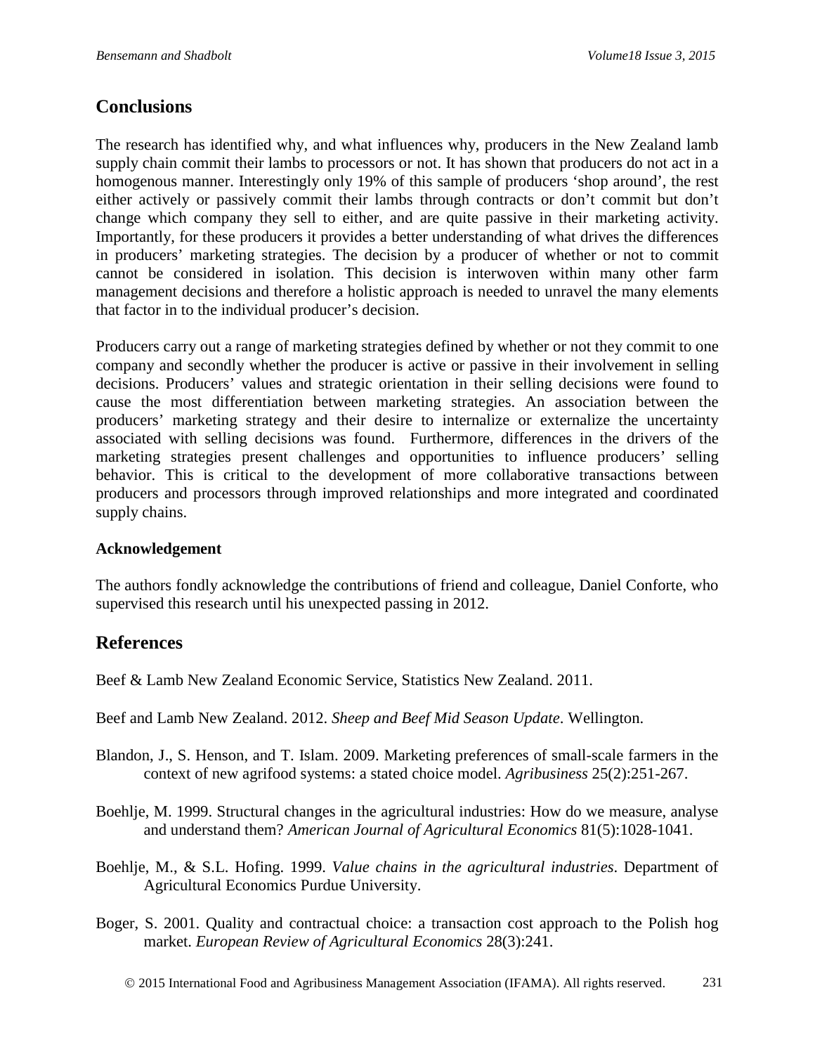## Conclusions

The research has identified why, and what influences why, producers in the New Zealand lamb supply chain commit their lambs to processors or not. It has shown that producers do not act in a homogenous manner. Interestingly only 19% of this sample of producers 'shop around', the rest either actively or passively commit their lambs through contracts or don't commit but don't change which company they sell to either, and are quite passive in their marketing activity. Importantly, for these producers it provides a better understanding of what drives the differences in producers' marketing strategies. The decision by a producer of whether or not to commit cannot be considered in isolation. This decision is interwoven within many other farm management decisions and therefore a holistic approach is needed to unravel the many elements that factor in to the individual producer's decision.

Producers carry out a range of marketing strategies defined by whether or not they commit to one company and secondly whether the producer is active or passive in their involvement in selling decisions. Producers' values and strategic orientation in their selling decisions were found to cause the most differentiation between marketing strategies. An association between the producers' marketing strategy and their desire to internalize or externalize the uncertainty associated with selling decisions was found. Furthermore, differences in the drivers of the marketing strategies present challenges and opportunities to influence producers' selling behavior. This is critical to the development of more collaborative transactions between producers and processors through improved relationships and more integrated and coordinated supply chains.

### Acknowledgement

The authors fondly acknowledge the contributions of friend and colleague, Daniel Conforte, who supervised this research until his unexpected passing in 2012.

## References

Beef & Lamb New Zealand Economic Service, Statistics New Zealand. 2011.

Beef and Lamb New Zealand. 2012. *Sheep and Beef Mid Season Update*. Wellington.

Blandon, J., S. Henson, and T. Islam. 2009. Marketing preferences of small-scale farmers in the context of new agrifood systems: a stated choice model. *Agribusiness* 25(2):251-267.

Boehlje, M. 1999. Structural changes in the agricultural industries: How do we measure, analyse and understand them? *American Journal of Agricultural Economics* 81(5):1028-1041.

Boehlje, M., & S.L. Hofing. 1999. *Value chains in the agricultural industries*. Department of Agricultural Economics Purdue University.

Boger, S. 2001. Quality and contractual choice: a transaction cost approach to the Polish hog market. *European Review of Agricultural Economics* 28(3):241.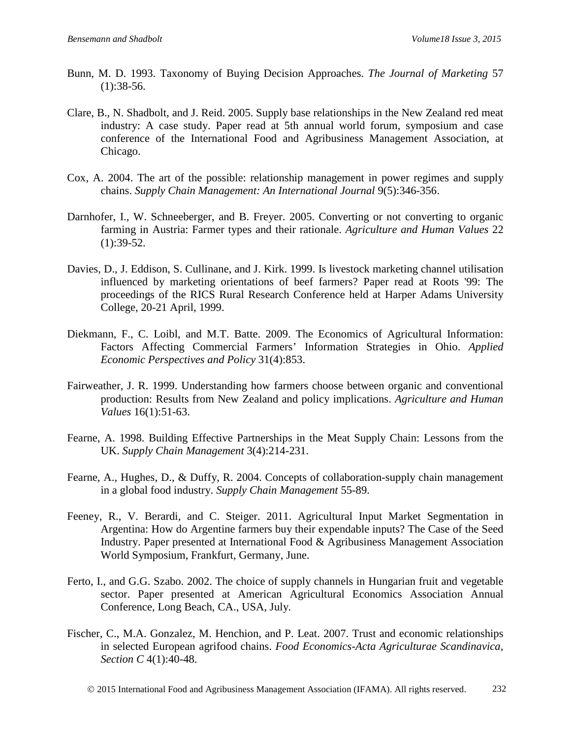Bunn, M. D. 1993. Taxonomy of Buying Decision Approaches. *The Journal of Marketing* 57 (1):38-56.

Clare, B., N. Shadbolt, and J. Reid. 2005. Supply base relationships in the New Zealand red meat industry: A case study. Paper read at 5th annual world forum, symposium and case conference of the International Food and Agribusiness Management Association, at Chicago.

Cox, A. 2004. The art of the possible: relationship management in power regimes and supply chains. *Supply Chain Management: An International Journal* 9(5):346-356.

Darnhofer, I., W. Schneeberger, and B. Freyer. 2005. Converting or not converting to organic farming in Austria: Farmer types and their rationale. *Agriculture and Human Values* 22 (1):39-52.

Davies, D., J. Eddison, S. Cullinane, and J. Kirk. 1999. Is livestock marketing channel utilisation influenced by marketing orientations of beef farmers? Paper read at Roots '99: The proceedings of the RICS Rural Research Conference held at Harper Adams University College, 20-21 April, 1999.

Diekmann, F., C. Loibl, and M.T. Batte. 2009. The Economics of Agricultural Information: Factors Affecting Commercial Farmers' Information Strategies in Ohio. *Applied Economic Perspectives and Policy* 31(4):853.

Fairweather, J. R. 1999. Understanding how farmers choose between organic and conventional production: Results from New Zealand and policy implications. *Agriculture and Human Values* 16(1):51-63.

Fearne, A. 1998. Building Effective Partnerships in the Meat Supply Chain: Lessons from the UK. *Supply Chain Management* 3(4):214-231.

Fearne, A., Hughes, D., & Duffy, R. 2004. Concepts of collaboration-supply chain management in a global food industry. *Supply Chain Management* 55-89.

Feeney, R., V. Berardi, and C. Steiger. 2011. Agricultural Input Market Segmentation in Argentina: How do Argentine farmers buy their expendable inputs? The Case of the Seed Industry. Paper presented at International Food & Agribusiness Management Association World Symposium, Frankfurt, Germany, June.

Ferto, I., and G.G. Szabo. 2002. The choice of supply channels in Hungarian fruit and vegetable sector. Paper presented at American Agricultural Economics Association Annual Conference, Long Beach, CA., USA, July.

Fischer, C., M.A. Gonzalez, M. Henchion, and P. Leat. 2007. Trust and economic relationships in selected European agrifood chains. *Food Economics-Acta Agriculturae Scandinavica, Section C* 4(1):40-48.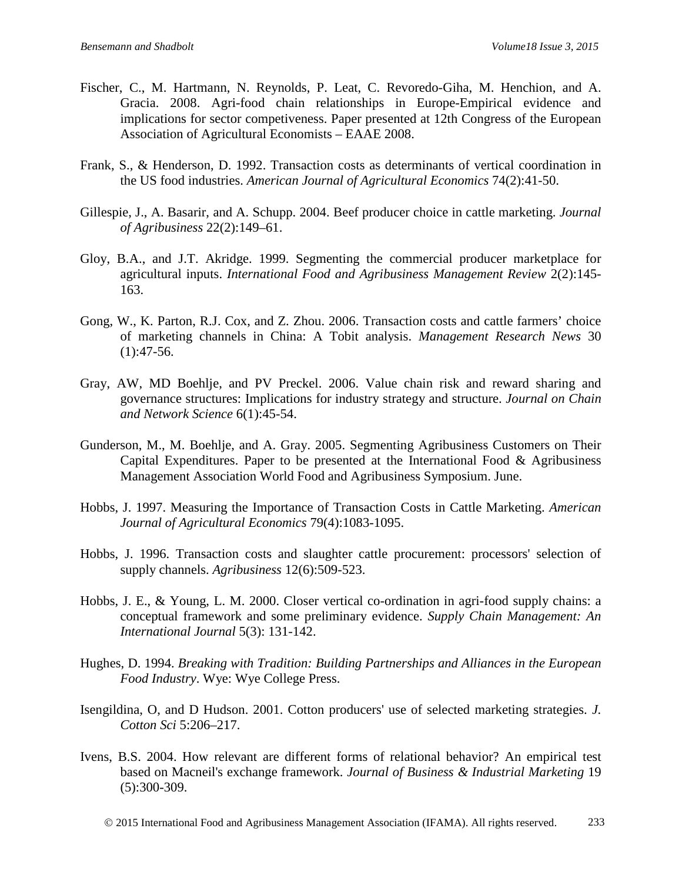Fischer, C., M. Hartmann, N. Reynolds, P. Leat, C. Revoredo-Giha, M. Henchion, and A. Gracia. 2008. Agri-food chain relationships in Europe-Empirical evidence and implications for sector competiveness. Paper presented at 12th Congress of the European Association of Agricultural Economists – EAAE 2008.

Frank, S., & Henderson, D. 1992. Transaction costs as determinants of vertical coordination in the US food industries. *American Journal of Agricultural Economics* 74(2):41-50.

Gillespie, J., A. Basarir, and A. Schupp. 2004. Beef producer choice in cattle marketing. *Journal of Agribusiness* 22(2):149–61.

Gloy, B.A., and J.T. Akridge. 1999. Segmenting the commercial producer marketplace for agricultural inputs. *International Food and Agribusiness Management Review* 2(2):145-163.

Gong, W., K. Parton, R.J. Cox, and Z. Zhou. 2006. Transaction costs and cattle farmers' choice of marketing channels in China: A Tobit analysis. *Management Research News* 30 (1):47-56.

Gray, AW, MD Boehlje, and PV Preckel. 2006. Value chain risk and reward sharing and governance structures: Implications for industry strategy and structure. *Journal on Chain and Network Science* 6(1):45-54.

Gunderson, M., M. Boehlje, and A. Gray. 2005. Segmenting Agribusiness Customers on Their Capital Expenditures. Paper to be presented at the International Food & Agribusiness Management Association World Food and Agribusiness Symposium. June.

Hobbs, J. 1997. Measuring the Importance of Transaction Costs in Cattle Marketing. *American Journal of Agricultural Economics* 79(4):1083-1095.

Hobbs, J. 1996. Transaction costs and slaughter cattle procurement: processors' selection of supply channels. *Agribusiness* 12(6):509-523.

Hobbs, J. E., & Young, L. M. 2000. Closer vertical co-ordination in agri-food supply chains: a conceptual framework and some preliminary evidence. *Supply Chain Management: An International Journal* 5(3): 131-142.

Hughes, D. 1994. *Breaking with Tradition: Building Partnerships and Alliances in the European Food Industry*. Wye: Wye College Press.

Isengildina, O, and D Hudson. 2001. Cotton producers' use of selected marketing strategies. *J. Cotton Sci* 5:206–217.

Ivens, B.S. 2004. How relevant are different forms of relational behavior? An empirical test based on Macneil's exchange framework. *Journal of Business & Industrial Marketing* 19 (5):300-309.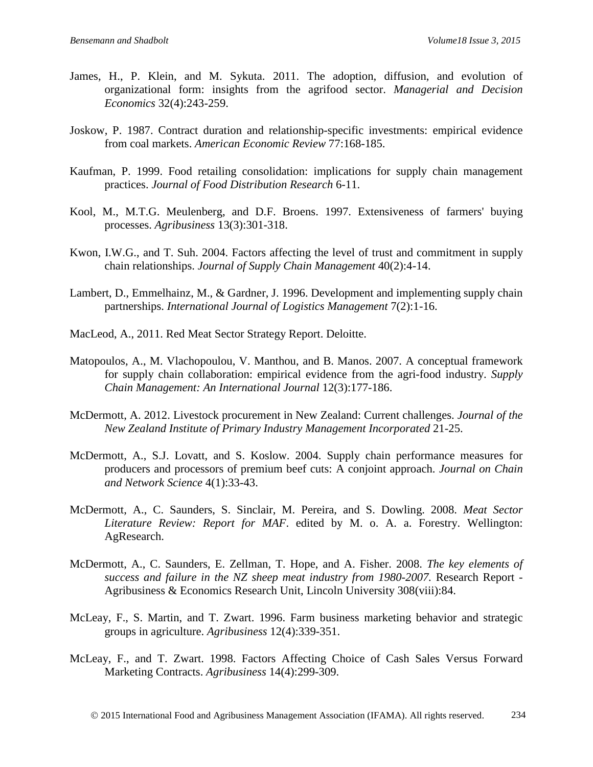James, H., P. Klein, and M. Sykuta. 2011. The adoption, diffusion, and evolution of organizational form: insights from the agrifood sector. *Managerial and Decision Economics* 32(4):243-259.

Joskow, P. 1987. Contract duration and relationship-specific investments: empirical evidence from coal markets. *American Economic Review* 77:168-185.

Kaufman, P. 1999. Food retailing consolidation: implications for supply chain management practices. *Journal of Food Distribution Research* 6-11.

Kool, M., M.T.G. Meulenberg, and D.F. Broens. 1997. Extensiveness of farmers' buying processes. *Agribusiness* 13(3):301-318.

Kwon, I.W.G., and T. Suh. 2004. Factors affecting the level of trust and commitment in supply chain relationships. *Journal of Supply Chain Management* 40(2):4-14.

Lambert, D., Emmelhainz, M., & Gardner, J. 1996. Development and implementing supply chain partnerships. *International Journal of Logistics Management* 7(2):1-16.

MacLeod, A., 2011. Red Meat Sector Strategy Report. Deloitte.

Matopoulos, A., M. Vlachopoulou, V. Manthou, and B. Manos. 2007. A conceptual framework for supply chain collaboration: empirical evidence from the agri-food industry. *Supply Chain Management: An International Journal* 12(3):177-186.

McDermott, A. 2012. Livestock procurement in New Zealand: Current challenges. *Journal of the New Zealand Institute of Primary Industry Management Incorporated* 21-25.

McDermott, A., S.J. Lovatt, and S. Koslow. 2004. Supply chain performance measures for producers and processors of premium beef cuts: A conjoint approach. *Journal on Chain and Network Science* 4(1):33-43.

McDermott, A., C. Saunders, S. Sinclair, M. Pereira, and S. Dowling. 2008. *Meat Sector Literature Review: Report for MAF*. edited by M. o. A. a. Forestry. Wellington: AgResearch.

McDermott, A., C. Saunders, E. Zellman, T. Hope, and A. Fisher. 2008. *The key elements of success and failure in the NZ sheep meat industry from 1980-2007.* Research Report - Agribusiness & Economics Research Unit, Lincoln University 308(viii):84.

McLeay, F., S. Martin, and T. Zwart. 1996. Farm business marketing behavior and strategic groups in agriculture. *Agribusiness* 12(4):339-351.

McLeay, F., and T. Zwart. 1998. Factors Affecting Choice of Cash Sales Versus Forward Marketing Contracts. *Agribusiness* 14(4):299-309.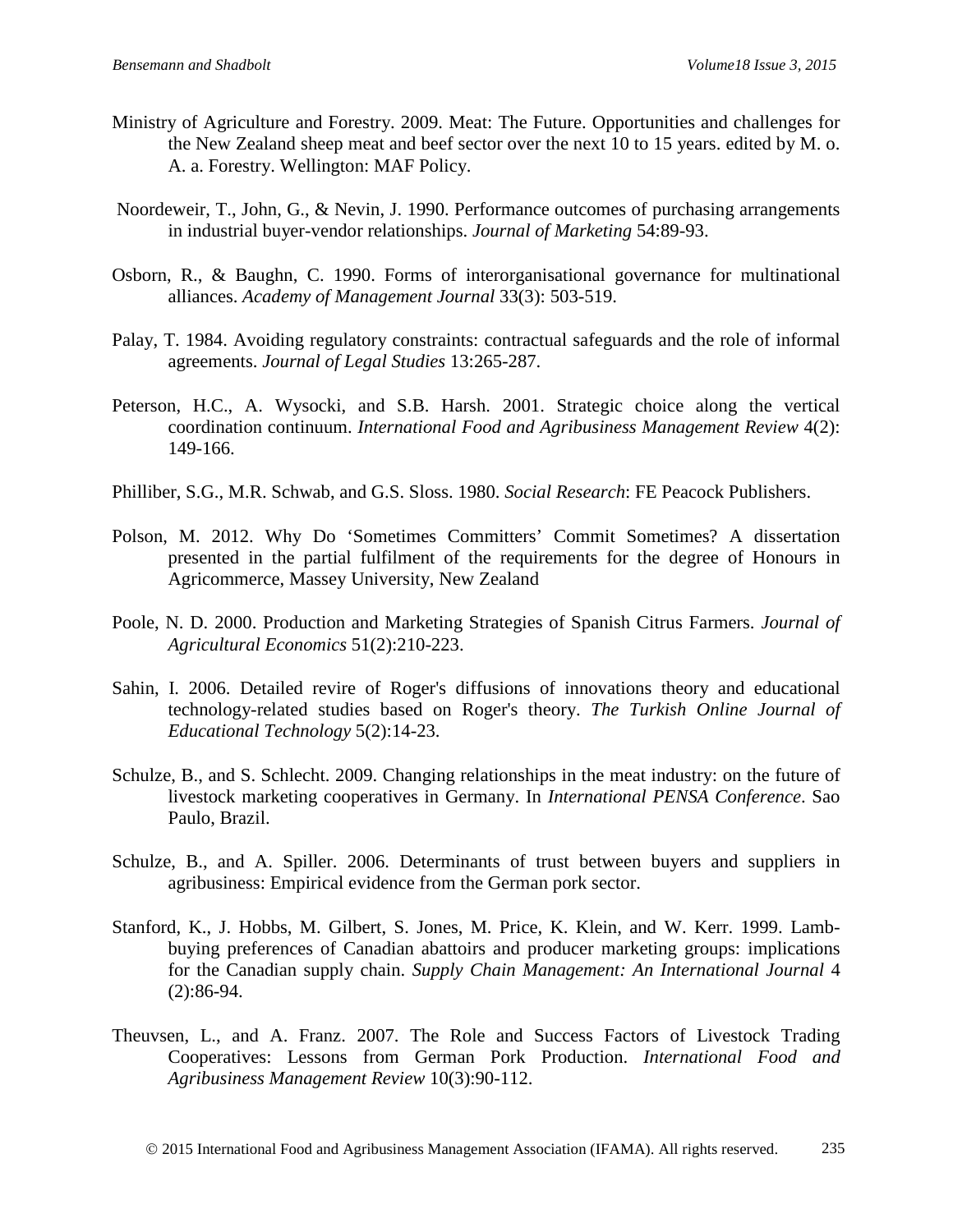Ministry of Agriculture and Forestry. 2009. Meat: The Future. Opportunities and challenges for the New Zealand sheep meat and beef sector over the next 10 to 15 years. edited by M. o. A. a. Forestry. Wellington: MAF Policy.

Noordeweir, T., John, G., & Nevin, J. 1990. Performance outcomes of purchasing arrangements in industrial buyer-vendor relationships. *Journal of Marketing* 54:89-93.

Osborn, R., & Baughn, C. 1990. Forms of interorganisational governance for multinational alliances. *Academy of Management Journal* 33(3): 503-519.

Palay, T. 1984. Avoiding regulatory constraints: contractual safeguards and the role of informal agreements. *Journal of Legal Studies* 13:265-287.

Peterson, H.C., A. Wysocki, and S.B. Harsh. 2001. Strategic choice along the vertical coordination continuum. *International Food and Agribusiness Management Review* 4(2): 149-166.

Philliber, S.G., M.R. Schwab, and G.S. Sloss. 1980. *Social Research*: FE Peacock Publishers.

Polson, M. 2012. Why Do 'Sometimes Committers' Commit Sometimes? A dissertation presented in the partial fulfilment of the requirements for the degree of Honours in Agricommerce, Massey University, New Zealand

Poole, N. D. 2000. Production and Marketing Strategies of Spanish Citrus Farmers. *Journal of Agricultural Economics* 51(2):210-223.

Sahin, I. 2006. Detailed revire of Roger's diffusions of innovations theory and educational technology-related studies based on Roger's theory. *The Turkish Online Journal of Educational Technology* 5(2):14-23.

Schulze, B., and S. Schlecht. 2009. Changing relationships in the meat industry: on the future of livestock marketing cooperatives in Germany. In *International PENSA Conference*. Sao Paulo, Brazil.

Schulze, B., and A. Spiller. 2006. Determinants of trust between buyers and suppliers in agribusiness: Empirical evidence from the German pork sector.

Stanford, K., J. Hobbs, M. Gilbert, S. Jones, M. Price, K. Klein, and W. Kerr. 1999. Lamb-buying preferences of Canadian abattoirs and producer marketing groups: implications for the Canadian supply chain. *Supply Chain Management: An International Journal* 4 (2):86-94.

Theuvsen, L., and A. Franz. 2007. The Role and Success Factors of Livestock Trading Cooperatives: Lessons from German Pork Production. *International Food and Agribusiness Management Review* 10(3):90-112.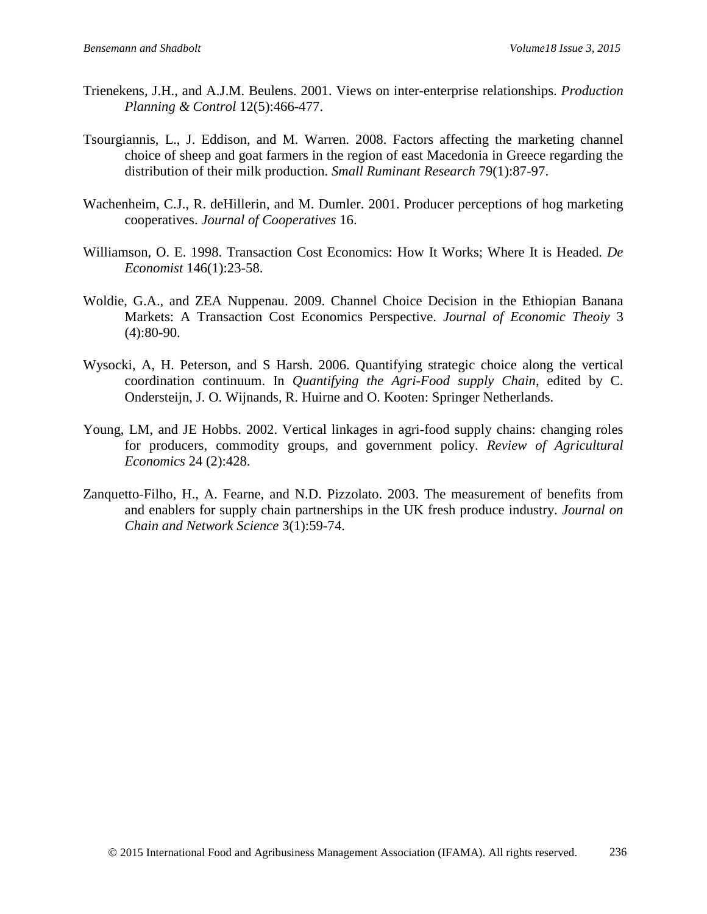Trienekens, J.H., and A.J.M. Beulens. 2001. Views on inter-enterprise relationships. *Production Planning & Control* 12(5):466-477.

Tsourgiannis, L., J. Eddison, and M. Warren. 2008. Factors affecting the marketing channel choice of sheep and goat farmers in the region of east Macedonia in Greece regarding the distribution of their milk production. *Small Ruminant Research* 79(1):87-97.

Wachenheim, C.J., R. deHillerin, and M. Dumler. 2001. Producer perceptions of hog marketing cooperatives. *Journal of Cooperatives* 16.

Williamson, O. E. 1998. Transaction Cost Economics: How It Works; Where It is Headed. *De Economist* 146(1):23-58.

Woldie, G.A., and ZEA Nuppenau. 2009. Channel Choice Decision in the Ethiopian Banana Markets: A Transaction Cost Economics Perspective. *Journal of Economic Theoiy* 3 (4):80-90.

Wysocki, A, H. Peterson, and S Harsh. 2006. Quantifying strategic choice along the vertical coordination continuum. In *Quantifying the Agri-Food supply Chain*, edited by C. Ondersteijn, J. O. Wijnands, R. Huirne and O. Kooten: Springer Netherlands.

Young, LM, and JE Hobbs. 2002. Vertical linkages in agri-food supply chains: changing roles for producers, commodity groups, and government policy. *Review of Agricultural Economics* 24 (2):428.

Zanquetto-Filho, H., A. Fearne, and N.D. Pizzolato. 2003. The measurement of benefits from and enablers for supply chain partnerships in the UK fresh produce industry. *Journal on Chain and Network Science* 3(1):59-74.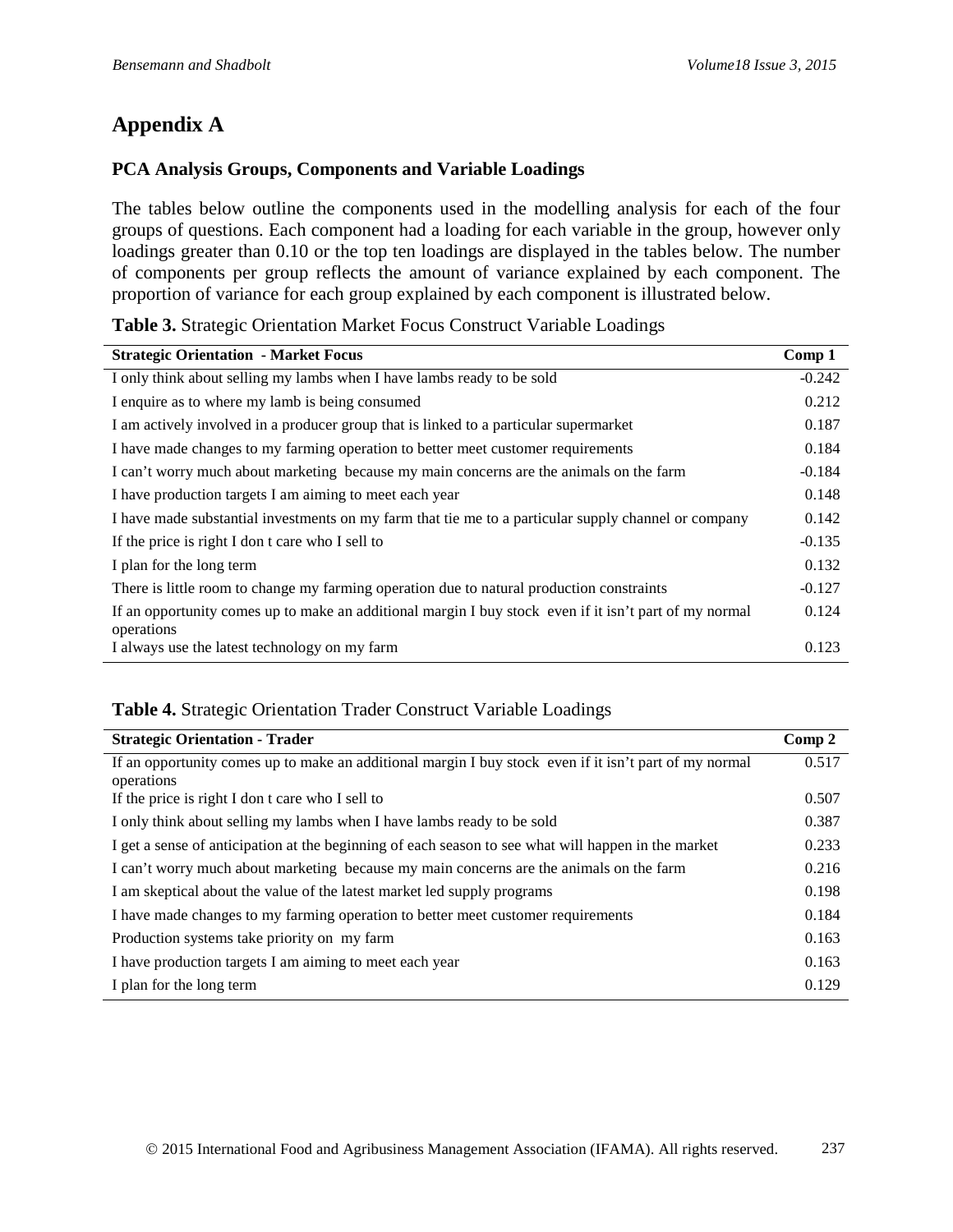## Appendix A

### PCA Analysis Groups, Components and Variable Loadings

The tables below outline the components used in the modelling analysis for each of the four groups of questions. Each component had a loading for each variable in the group, however only loadings greater than 0.10 or the top ten loadings are displayed in the tables below. The number of components per group reflects the amount of variance explained by each component. The proportion of variance for each group explained by each component is illustrated below.

**Table 3.** Strategic Orientation Market Focus Construct Variable Loadings

| **Strategic Orientation - Market Focus** | **Comp 1** |
|---|---|
| I only think about selling my lambs when I have lambs ready to be sold | -0.242 |
| I enquire as to where my lamb is being consumed | 0.212 |
| I am actively involved in a producer group that is linked to a particular supermarket | 0.187 |
| I have made changes to my farming operation to better meet customer requirements | 0.184 |
| I can't worry much about marketing because my main concerns are the animals on the farm | -0.184 |
| I have production targets I am aiming to meet each year | 0.148 |
| I have made substantial investments on my farm that tie me to a particular supply channel or company | 0.142 |
| If the price is right I don t care who I sell to | -0.135 |
| I plan for the long term | 0.132 |
| There is little room to change my farming operation due to natural production constraints | -0.127 |
| If an opportunity comes up to make an additional margin I buy stock even if it isn't part of my normal operations | 0.124 |
| I always use the latest technology on my farm | 0.123 |

**Table 4.** Strategic Orientation Trader Construct Variable Loadings

| **Strategic Orientation - Trader** | **Comp 2** |
|---|---|
| If an opportunity comes up to make an additional margin I buy stock even if it isn't part of my normal operations | 0.517 |
| If the price is right I don t care who I sell to | 0.507 |
| I only think about selling my lambs when I have lambs ready to be sold | 0.387 |
| I get a sense of anticipation at the beginning of each season to see what will happen in the market | 0.233 |
| I can't worry much about marketing because my main concerns are the animals on the farm | 0.216 |
| I am skeptical about the value of the latest market led supply programs | 0.198 |
| I have made changes to my farming operation to better meet customer requirements | 0.184 |
| Production systems take priority on my farm | 0.163 |
| I have production targets I am aiming to meet each year | 0.163 |
| I plan for the long term | 0.129 |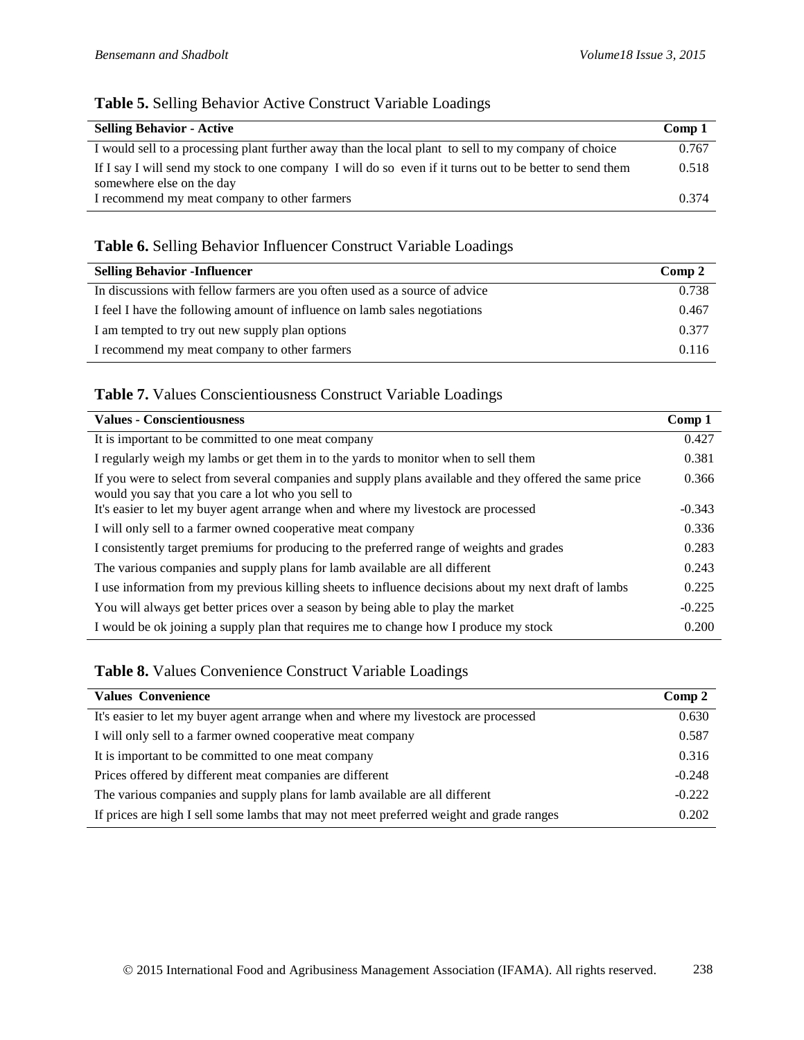**Table 5.** Selling Behavior Active Construct Variable Loadings

| Selling Behavior - Active | Comp 1 |
|---|---|
| I would sell to a processing plant further away than the local plant to sell to my company of choice | 0.767 |
| If I say I will send my stock to one company I will do so even if it turns out to be better to send them somewhere else on the day | 0.518 |
| I recommend my meat company to other farmers | 0.374 |

**Table 6.** Selling Behavior Influencer Construct Variable Loadings

| Selling Behavior -Influencer | Comp 2 |
|---|---|
| In discussions with fellow farmers are you often used as a source of advice | 0.738 |
| I feel I have the following amount of influence on lamb sales negotiations | 0.467 |
| I am tempted to try out new supply plan options | 0.377 |
| I recommend my meat company to other farmers | 0.116 |

**Table 7.** Values Conscientiousness Construct Variable Loadings

| Values - Conscientiousness | Comp 1 |
|---|---|
| It is important to be committed to one meat company | 0.427 |
| I regularly weigh my lambs or get them in to the yards to monitor when to sell them | 0.381 |
| If you were to select from several companies and supply plans available and they offered the same price would you say that you care a lot who you sell to | 0.366 |
| It's easier to let my buyer agent arrange when and where my livestock are processed | -0.343 |
| I will only sell to a farmer owned cooperative meat company | 0.336 |
| I consistently target premiums for producing to the preferred range of weights and grades | 0.283 |
| The various companies and supply plans for lamb available are all different | 0.243 |
| I use information from my previous killing sheets to influence decisions about my next draft of lambs | 0.225 |
| You will always get better prices over a season by being able to play the market | -0.225 |
| I would be ok joining a supply plan that requires me to change how I produce my stock | 0.200 |

**Table 8.** Values Convenience Construct Variable Loadings

| Values Convenience | Comp 2 |
|---|---|
| It's easier to let my buyer agent arrange when and where my livestock are processed | 0.630 |
| I will only sell to a farmer owned cooperative meat company | 0.587 |
| It is important to be committed to one meat company | 0.316 |
| Prices offered by different meat companies are different | -0.248 |
| The various companies and supply plans for lamb available are all different | -0.222 |
| If prices are high I sell some lambs that may not meet preferred weight and grade ranges | 0.202 |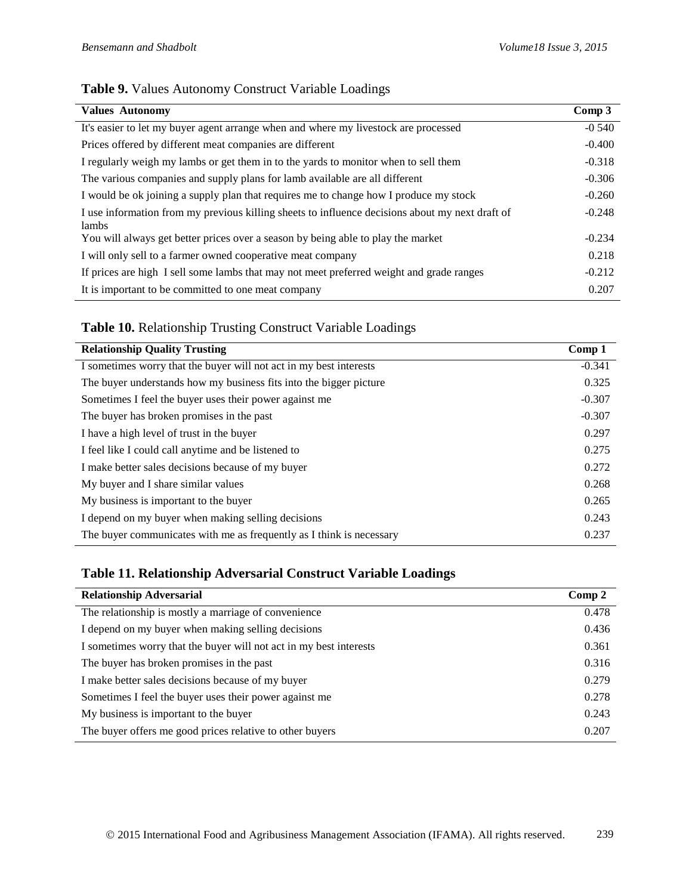**Table 9.** Values Autonomy Construct Variable Loadings

| Values Autonomy | Comp 3 |
|---|---|
| It's easier to let my buyer agent arrange when and where my livestock are processed | -0 540 |
| Prices offered by different meat companies are different | -0.400 |
| I regularly weigh my lambs or get them in to the yards to monitor when to sell them | -0.318 |
| The various companies and supply plans for lamb available are all different | -0.306 |
| I would be ok joining a supply plan that requires me to change how I produce my stock | -0.260 |
| I use information from my previous killing sheets to influence decisions about my next draft of lambs | -0.248 |
| You will always get better prices over a season by being able to play the market | -0.234 |
| I will only sell to a farmer owned cooperative meat company | 0.218 |
| If prices are high I sell some lambs that may not meet preferred weight and grade ranges | -0.212 |
| It is important to be committed to one meat company | 0.207 |

**Table 10.** Relationship Trusting Construct Variable Loadings

| Relationship Quality Trusting | Comp 1 |
|---|---|
| I sometimes worry that the buyer will not act in my best interests | -0.341 |
| The buyer understands how my business fits into the bigger picture | 0.325 |
| Sometimes I feel the buyer uses their power against me | -0.307 |
| The buyer has broken promises in the past | -0.307 |
| I have a high level of trust in the buyer | 0.297 |
| I feel like I could call anytime and be listened to | 0.275 |
| I make better sales decisions because of my buyer | 0.272 |
| My buyer and I share similar values | 0.268 |
| My business is important to the buyer | 0.265 |
| I depend on my buyer when making selling decisions | 0.243 |
| The buyer communicates with me as frequently as I think is necessary | 0.237 |

**Table 11. Relationship Adversarial Construct Variable Loadings**

| Relationship Adversarial | Comp 2 |
|---|---|
| The relationship is mostly a marriage of convenience | 0.478 |
| I depend on my buyer when making selling decisions | 0.436 |
| I sometimes worry that the buyer will not act in my best interests | 0.361 |
| The buyer has broken promises in the past | 0.316 |
| I make better sales decisions because of my buyer | 0.279 |
| Sometimes I feel the buyer uses their power against me | 0.278 |
| My business is important to the buyer | 0.243 |
| The buyer offers me good prices relative to other buyers | 0.207 |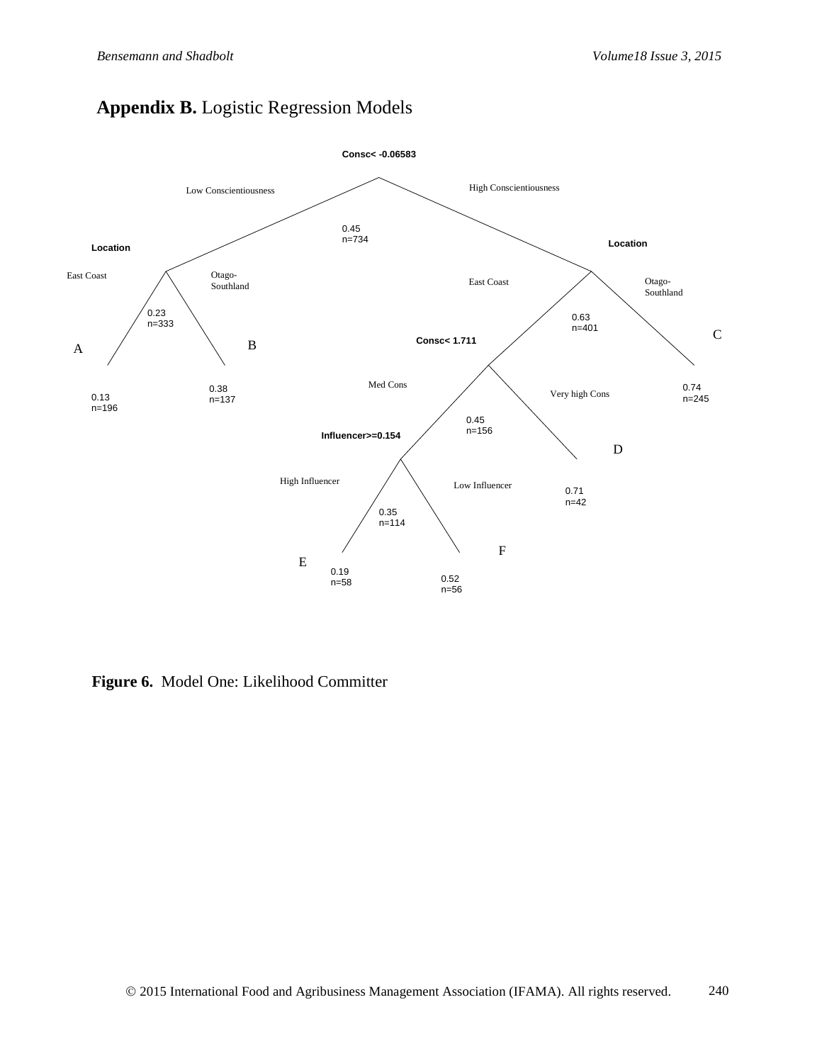## Appendix B. Logistic Regression Models

Consc< -0.06583

Low Conscientiousness — High Conscientiousness

0.45
n=734

Location (Low Conscientiousness branch): East Coast — Otago-Southland

0.23
n=333

A: 0.13, n=196

B: 0.38, n=137

Location (High Conscientiousness branch): East Coast — Otago-Southland

0.63
n=401

C: 0.74, n=245

Consc< 1.711

Med Cons — Very high Cons

0.45
n=156

D: 0.71, n=42

Influencer>=0.154

High Influencer — Low Influencer

0.35
n=114

E: 0.19, n=58

F: 0.52, n=56

**Figure 6.** Model One: Likelihood Committer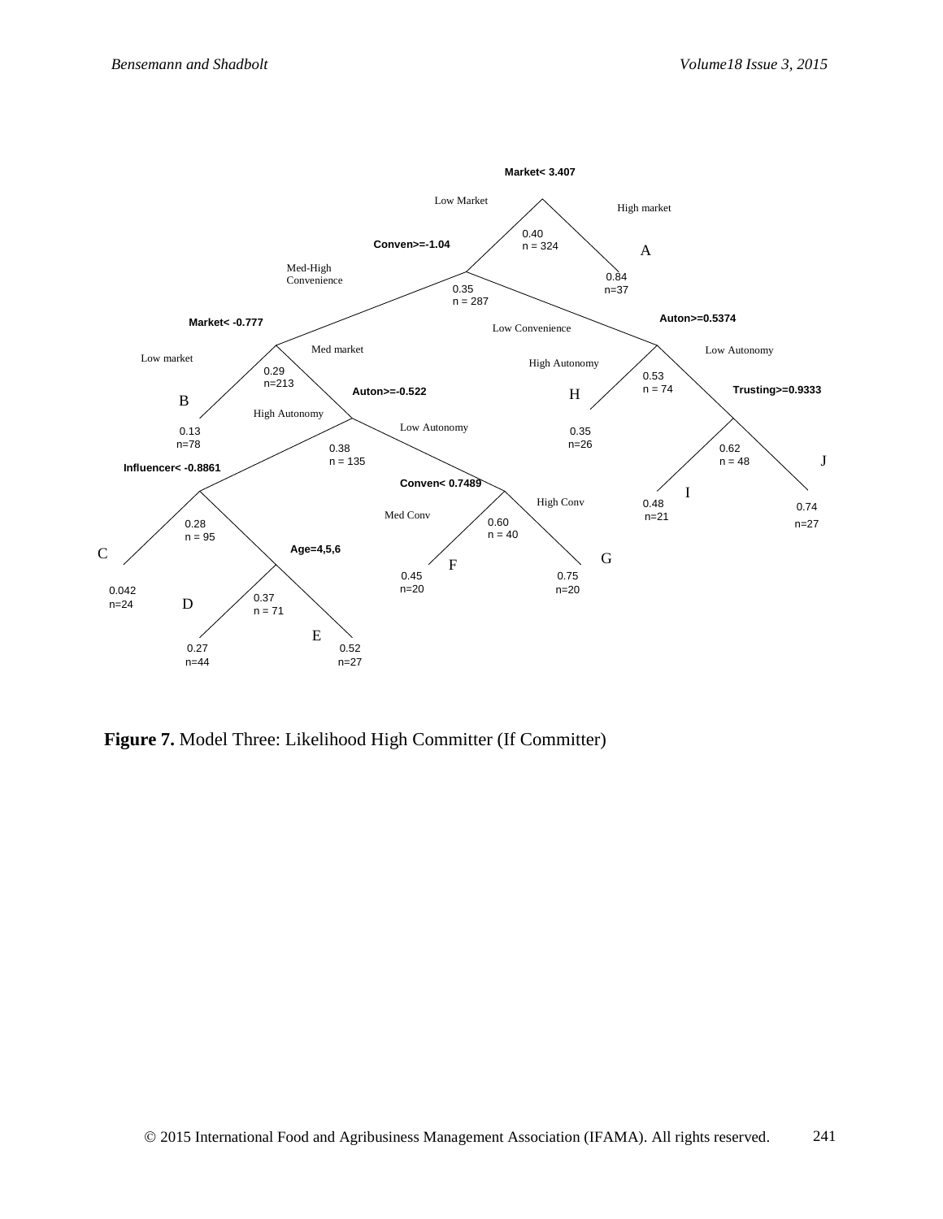Market< 3.407

Low Market

High market

0.40
n = 324

A

0.84
n=37

Conven>=-1.04

Med-High
Convenience

0.35
n = 287

Low Convenience

Auton>=0.5374

Market< -0.777

Low market

Med market

0.29
n=213

B

0.13
n=78

High Autonomy

Low Autonomy

0.53
n = 74

H

0.35
n=26

Trusting>=0.9333

0.62
n = 48

I

0.48
n=21

J

0.74
n=27

Auton>=-0.522

High Autonomy

Low Autonomy

0.38
n = 135

Influencer< -0.8861

0.28
n = 95

C

0.042
n=24

Age=4,5,6

0.37
n = 71

D

0.27
n=44

E

0.52
n=27

Conven< 0.7489

Med Conv

High Conv

0.60
n = 40

F

0.45
n=20

G

0.75
n=20

**Figure 7.** Model Three: Likelihood High Committer (If Committer)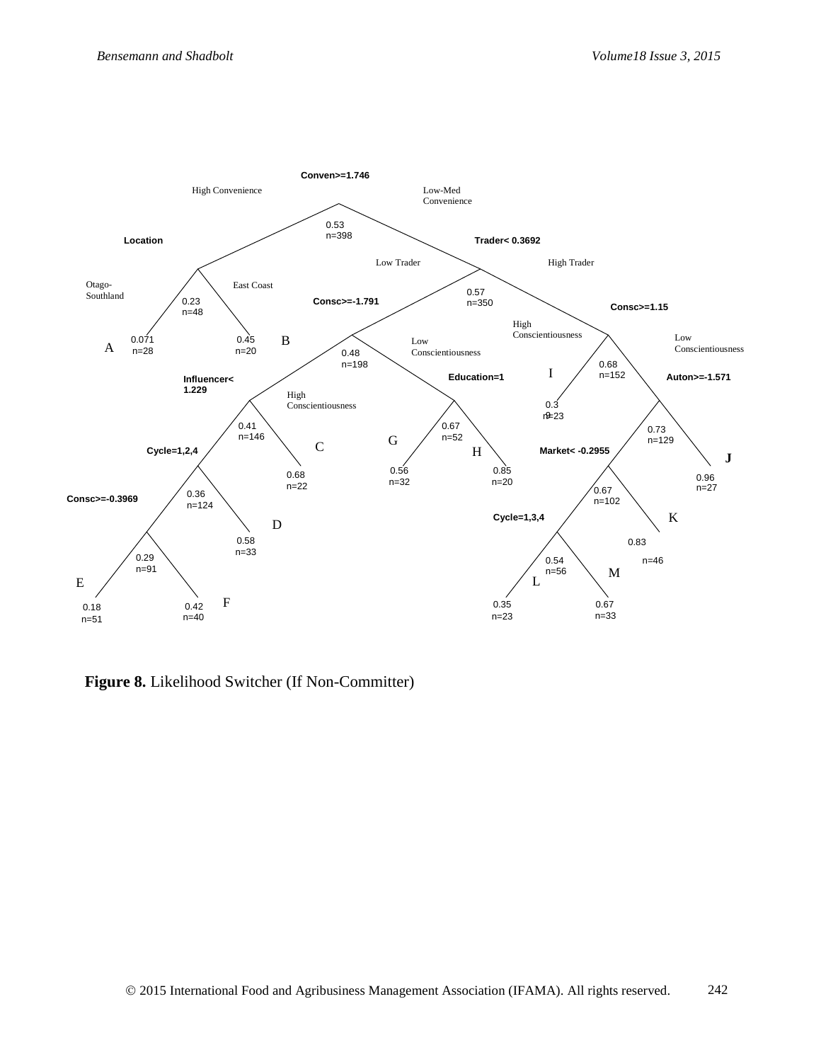Conven>=1.746

High Convenience

Low-Med Convenience

0.53
n=398

Location

Trader< 0.3692

Low Trader

High Trader

Otago-Southland

East Coast

0.23
n=48

0.57
n=350

Consc>=-1.791

Consc>=1.15

High Conscientiousness

Low Conscientiousness

A

0.071
n=28

0.45
n=20

B

Low Conscientiousness

0.48
n=198

0.68
n=152

I

Education=1

Auton>=-1.571

Influencer< 1.229

High Conscientiousness

0.39
n=23

0.41
n=146

0.67
n=52

0.73
n=129

C

G

H

Cycle=1,2,4

Market< -0.2955

J

0.68
n=22

0.56
n=32

0.85
n=20

0.96
n=27

0.36
n=124

0.67
n=102

Consc>=-0.3969

Cycle=1,3,4

K

D

0.58
n=33

0.83
n=46

0.29
n=91

0.54
n=56

M

E

L

F

0.18
n=51

0.42
n=40

0.35
n=23

0.67
n=33

**Figure 8.** Likelihood Switcher (If Non-Committer)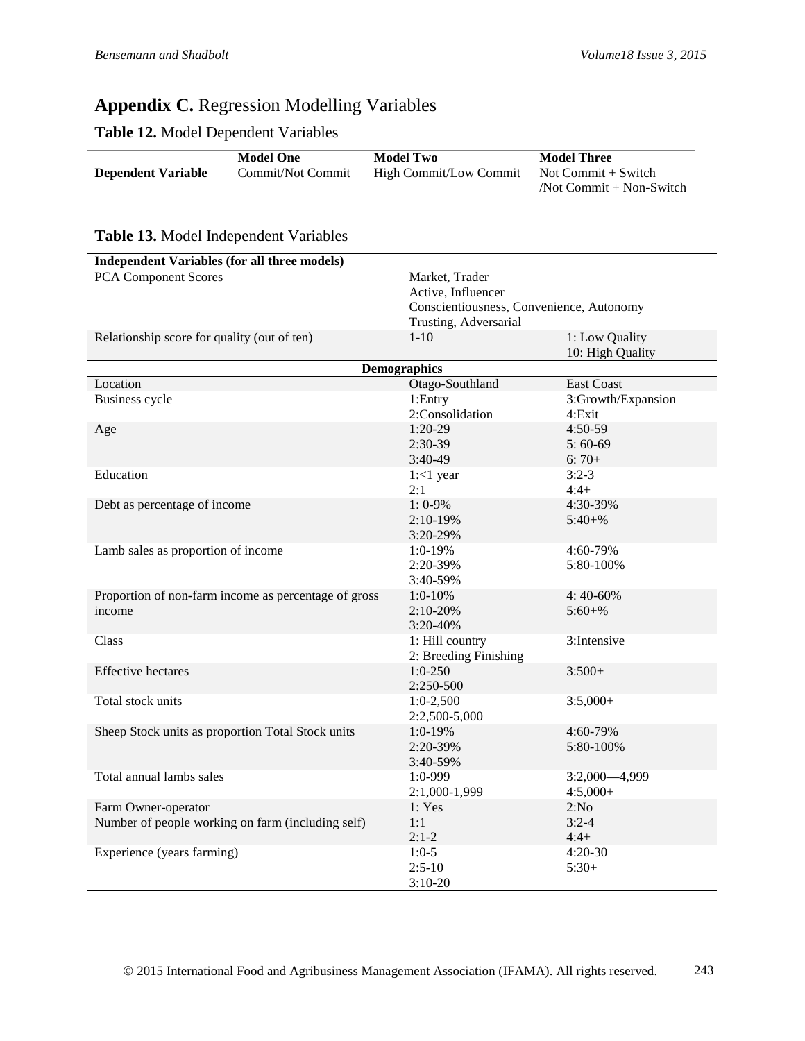## **Appendix C.** Regression Modelling Variables

**Table 12.** Model Dependent Variables

| | Model One | Model Two | Model Three |
|---|---|---|---|
| **Dependent Variable** | Commit/Not Commit | High Commit/Low Commit | Not Commit + Switch /Not Commit + Non-Switch |

**Table 13.** Model Independent Variables

| Independent Variables (for all three models) | | |
|---|---|---|
| PCA Component Scores | Market, Trader<br>Active, Influencer<br>Conscientiousness, Convenience, Autonomy<br>Trusting, Adversarial | |
| Relationship score for quality (out of ten) | 1-10 | 1: Low Quality<br>10: High Quality |
| **Demographics** | | |
| Location | Otago-Southland | East Coast |
| Business cycle | 1:Entry<br>2:Consolidation | 3:Growth/Expansion<br>4:Exit |
| Age | 1:20-29<br>2:30-39<br>3:40-49 | 4:50-59<br>5: 60-69<br>6: 70+ |
| Education | 1:<1 year<br>2:1 | 3:2-3<br>4:4+ |
| Debt as percentage of income | 1: 0-9%<br>2:10-19%<br>3:20-29% | 4:30-39%<br>5:40+% |
| Lamb sales as proportion of income | 1:0-19%<br>2:20-39%<br>3:40-59% | 4:60-79%<br>5:80-100% |
| Proportion of non-farm income as percentage of gross income | 1:0-10%<br>2:10-20%<br>3:20-40% | 4: 40-60%<br>5:60+% |
| Class | 1: Hill country<br>2: Breeding Finishing | 3:Intensive |
| Effective hectares | 1:0-250<br>2:250-500 | 3:500+ |
| Total stock units | 1:0-2,500<br>2:2,500-5,000 | 3:5,000+ |
| Sheep Stock units as proportion Total Stock units | 1:0-19%<br>2:20-39%<br>3:40-59% | 4:60-79%<br>5:80-100% |
| Total annual lambs sales | 1:0-999<br>2:1,000-1,999 | 3:2,000—4,999<br>4:5,000+ |
| Farm Owner-operator | 1: Yes | 2:No |
| Number of people working on farm (including self) | 1:1<br>2:1-2 | 3:2-4<br>4:4+ |
| Experience (years farming) | 1:0-5<br>2:5-10<br>3:10-20 | 4:20-30<br>5:30+ |